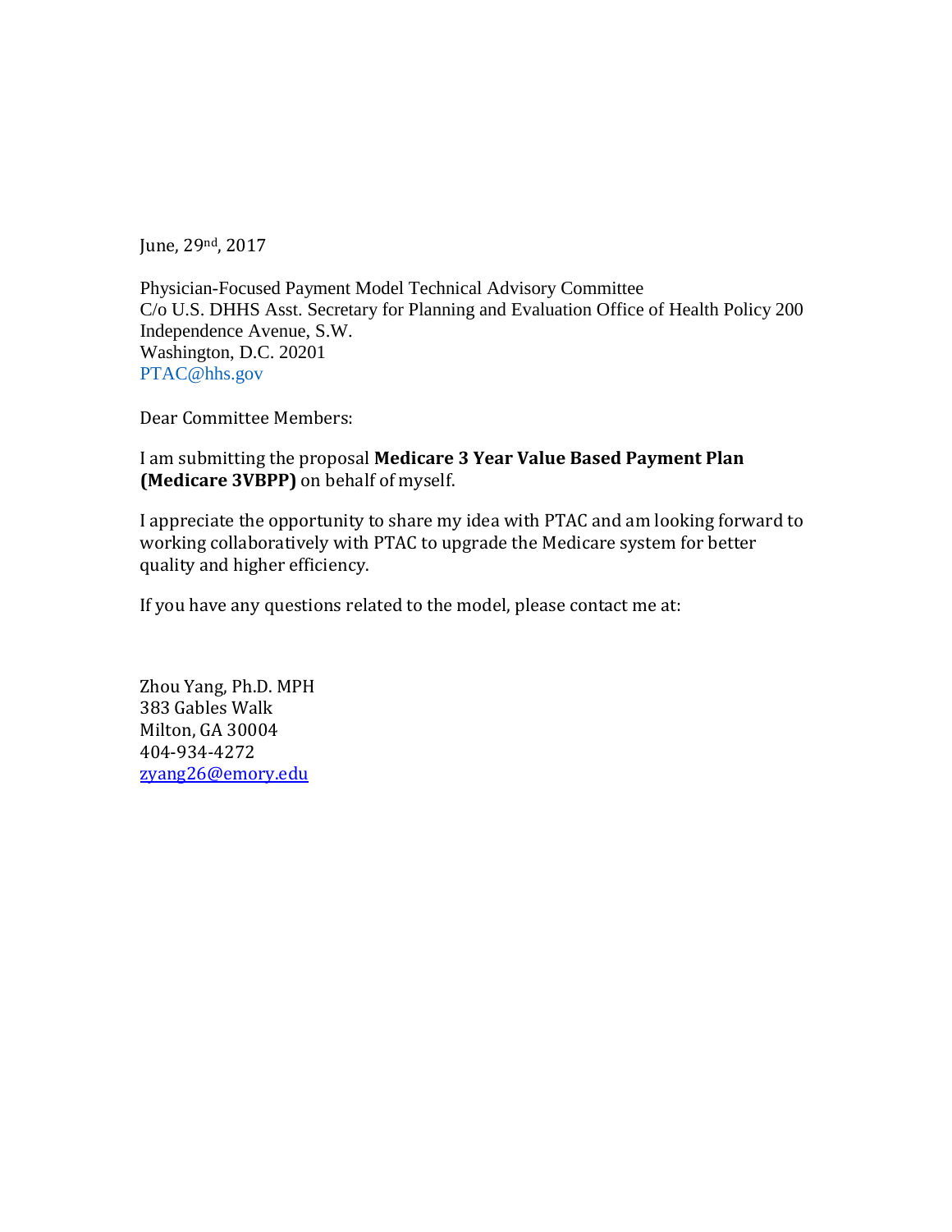June, 29[nd], 2017

Physician-Focused Payment Model Technical Advisory Committee
C/o U.S. DHHS Asst. Secretary for Planning and Evaluation Office of Health Policy 200 Independence Avenue, S.W.
Washington, D.C. 20201
PTAC@hhs.gov

Dear Committee Members:

I am submitting the proposal **Medicare 3 Year Value Based Payment Plan (Medicare 3VBPP)** on behalf of myself.

I appreciate the opportunity to share my idea with PTAC and am looking forward to working collaboratively with PTAC to upgrade the Medicare system for better quality and higher efficiency.

If you have any questions related to the model, please contact me at:

Zhou Yang, Ph.D. MPH
383 Gables Walk
Milton, GA 30004
404-934-4272
zyang26@emory.edu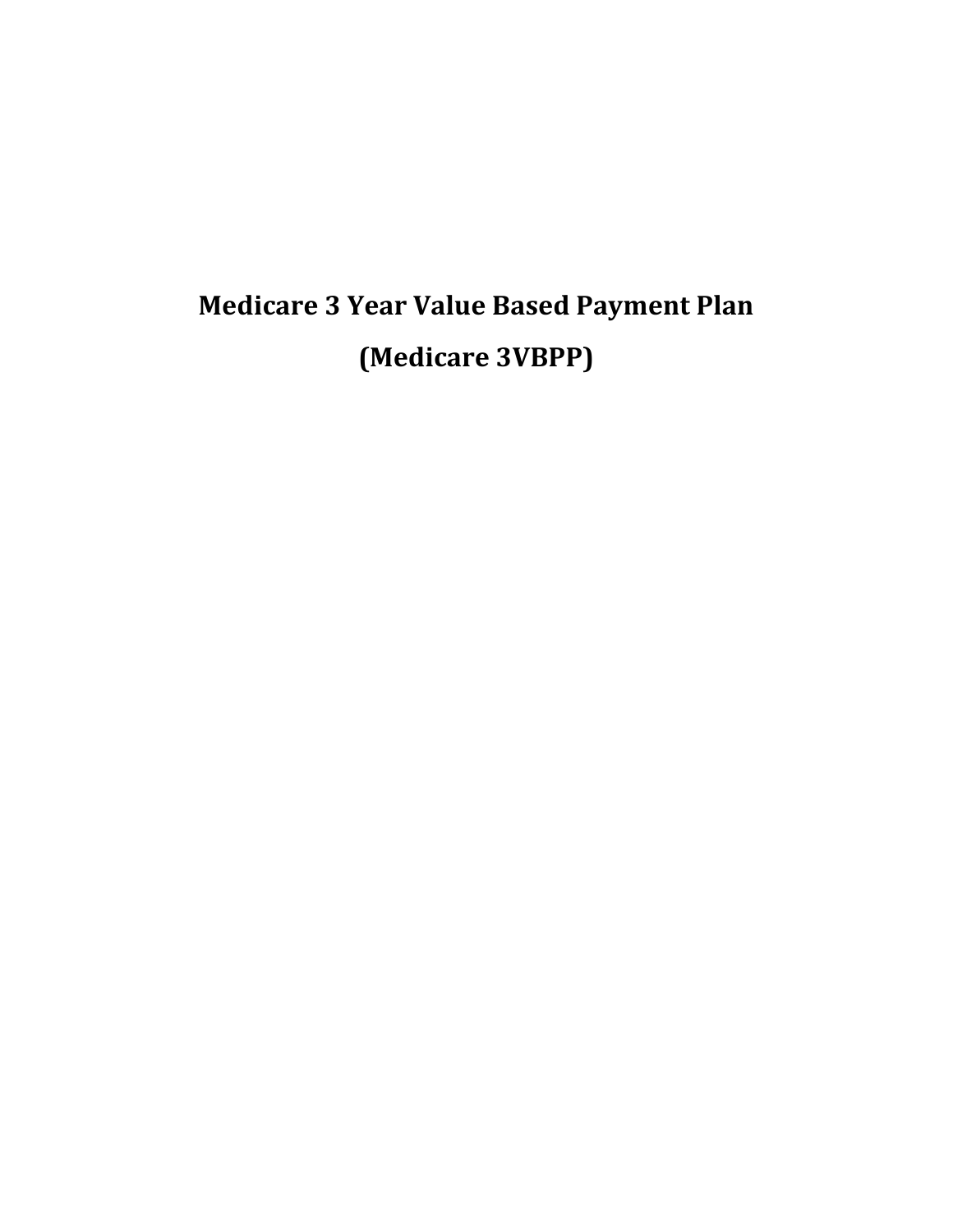# Medicare 3 Year Value Based Payment Plan

# (Medicare 3VBPP)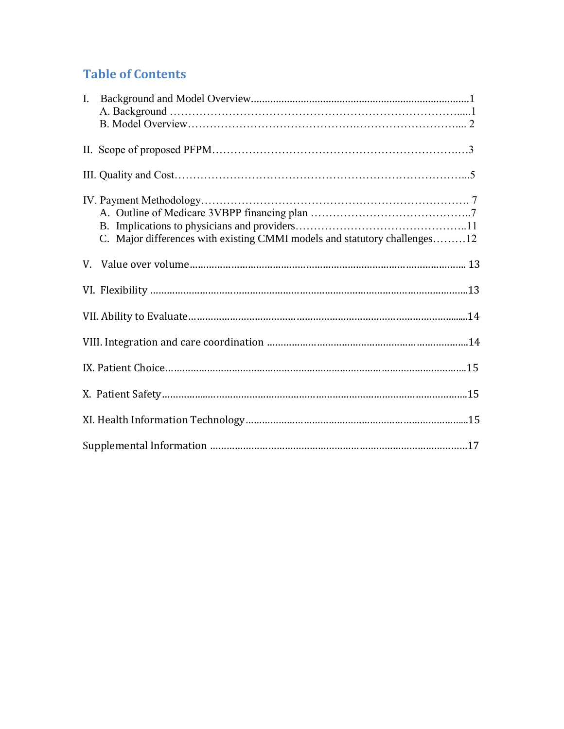## Table of Contents

I. Background and Model Overview.............................................................................1
   A. Background ……………………………………………………………………......1
   B. Model Overview……………………………………….……………………….... 2

II. Scope of proposed PFPM…………………………………………………………….…3

III. Quality and Cost……………………………………………………………………...5

IV. Payment Methodology………………………………………………………………… 7
   A. Outline of Medicare 3VBPP financing plan ……………………………………..7
   B. Implications to physicians and providers………………………………………..11
   C. Major differences with existing CMMI models and statutory challenges………12

V. Value over volume.................................................................................................. 13

VI. Flexibility ..................................................................................................................13

VII. Ability to Evaluate…...............................................................................................14

VIII. Integration and care coordination .........................................................................14

IX. Patient Choice…........................................................................................................15

X. Patient Safety……........................................................................................................15

XI. Health Information Technology.................................................................................15

Supplemental Information ..............................................................................................17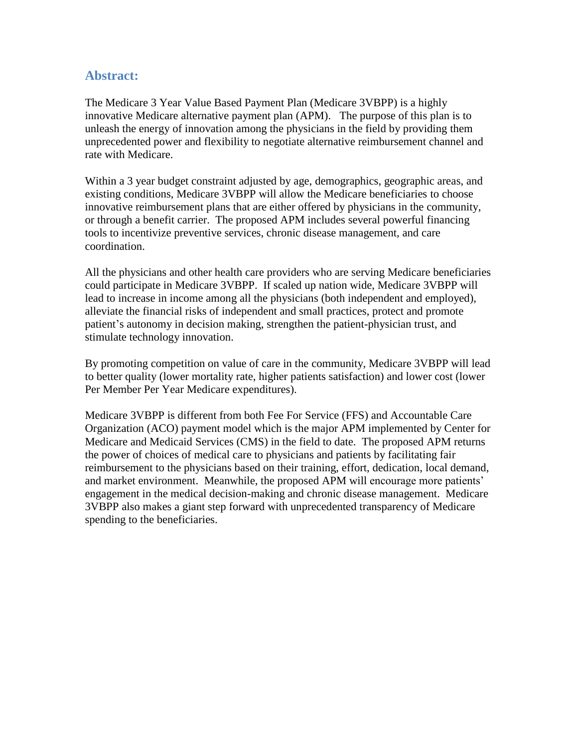## Abstract:

The Medicare 3 Year Value Based Payment Plan (Medicare 3VBPP) is a highly innovative Medicare alternative payment plan (APM). The purpose of this plan is to unleash the energy of innovation among the physicians in the field by providing them unprecedented power and flexibility to negotiate alternative reimbursement channel and rate with Medicare.

Within a 3 year budget constraint adjusted by age, demographics, geographic areas, and existing conditions, Medicare 3VBPP will allow the Medicare beneficiaries to choose innovative reimbursement plans that are either offered by physicians in the community, or through a benefit carrier. The proposed APM includes several powerful financing tools to incentivize preventive services, chronic disease management, and care coordination.

All the physicians and other health care providers who are serving Medicare beneficiaries could participate in Medicare 3VBPP. If scaled up nation wide, Medicare 3VBPP will lead to increase in income among all the physicians (both independent and employed), alleviate the financial risks of independent and small practices, protect and promote patient's autonomy in decision making, strengthen the patient-physician trust, and stimulate technology innovation.

By promoting competition on value of care in the community, Medicare 3VBPP will lead to better quality (lower mortality rate, higher patients satisfaction) and lower cost (lower Per Member Per Year Medicare expenditures).

Medicare 3VBPP is different from both Fee For Service (FFS) and Accountable Care Organization (ACO) payment model which is the major APM implemented by Center for Medicare and Medicaid Services (CMS) in the field to date. The proposed APM returns the power of choices of medical care to physicians and patients by facilitating fair reimbursement to the physicians based on their training, effort, dedication, local demand, and market environment. Meanwhile, the proposed APM will encourage more patients' engagement in the medical decision-making and chronic disease management. Medicare 3VBPP also makes a giant step forward with unprecedented transparency of Medicare spending to the beneficiaries.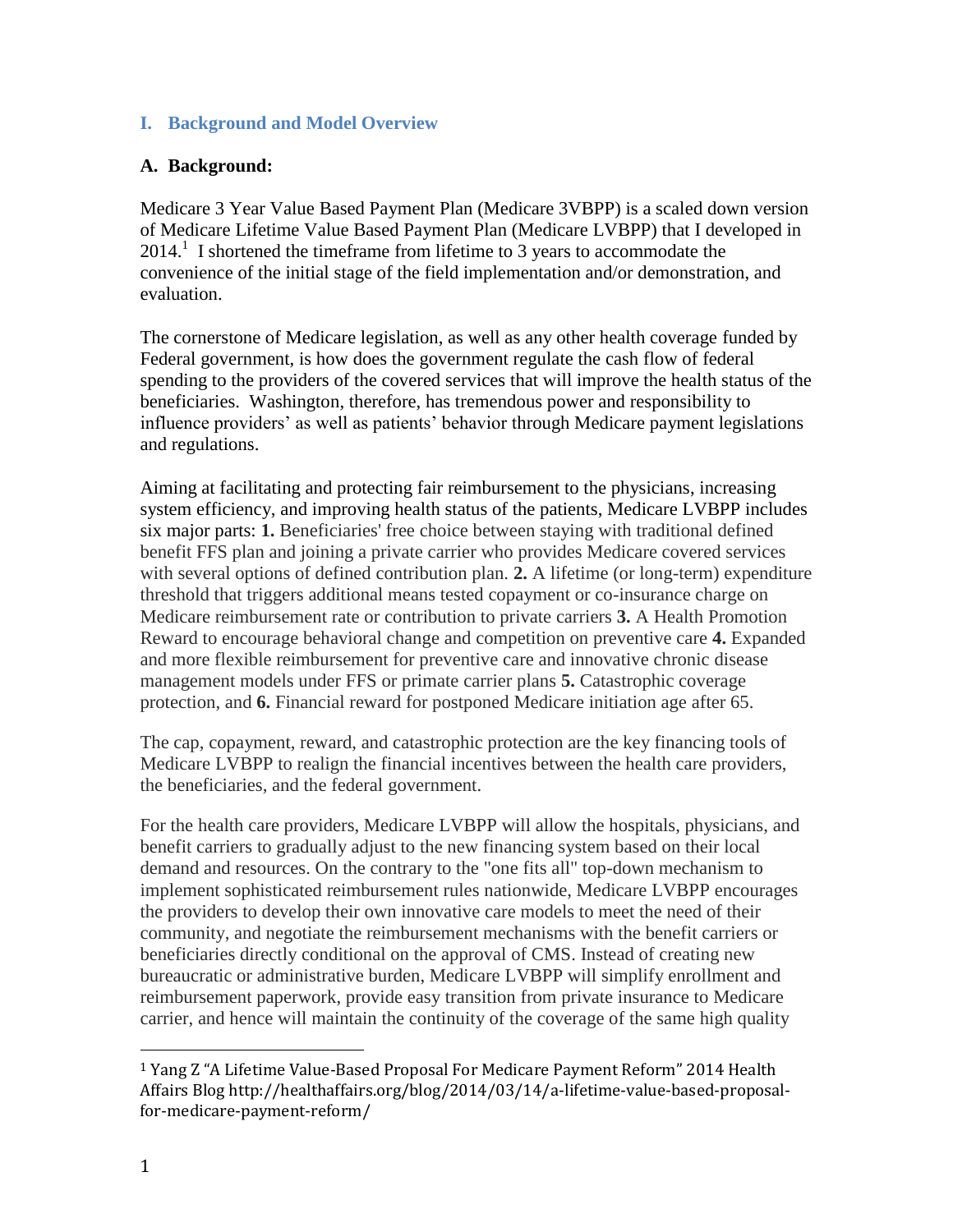## I. Background and Model Overview

### A. Background:

Medicare 3 Year Value Based Payment Plan (Medicare 3VBPP) is a scaled down version of Medicare Lifetime Value Based Payment Plan (Medicare LVBPP) that I developed in 2014.[1] I shortened the timeframe from lifetime to 3 years to accommodate the convenience of the initial stage of the field implementation and/or demonstration, and evaluation.

The cornerstone of Medicare legislation, as well as any other health coverage funded by Federal government, is how does the government regulate the cash flow of federal spending to the providers of the covered services that will improve the health status of the beneficiaries. Washington, therefore, has tremendous power and responsibility to influence providers' as well as patients' behavior through Medicare payment legislations and regulations.

Aiming at facilitating and protecting fair reimbursement to the physicians, increasing system efficiency, and improving health status of the patients, Medicare LVBPP includes six major parts: **1.** Beneficiaries' free choice between staying with traditional defined benefit FFS plan and joining a private carrier who provides Medicare covered services with several options of defined contribution plan. **2.** A lifetime (or long-term) expenditure threshold that triggers additional means tested copayment or co-insurance charge on Medicare reimbursement rate or contribution to private carriers **3.** A Health Promotion Reward to encourage behavioral change and competition on preventive care **4.** Expanded and more flexible reimbursement for preventive care and innovative chronic disease management models under FFS or primate carrier plans **5.** Catastrophic coverage protection, and **6.** Financial reward for postponed Medicare initiation age after 65.

The cap, copayment, reward, and catastrophic protection are the key financing tools of Medicare LVBPP to realign the financial incentives between the health care providers, the beneficiaries, and the federal government.

For the health care providers, Medicare LVBPP will allow the hospitals, physicians, and benefit carriers to gradually adjust to the new financing system based on their local demand and resources. On the contrary to the "one fits all" top-down mechanism to implement sophisticated reimbursement rules nationwide, Medicare LVBPP encourages the providers to develop their own innovative care models to meet the need of their community, and negotiate the reimbursement mechanisms with the benefit carriers or beneficiaries directly conditional on the approval of CMS. Instead of creating new bureaucratic or administrative burden, Medicare LVBPP will simplify enrollment and reimbursement paperwork, provide easy transition from private insurance to Medicare carrier, and hence will maintain the continuity of the coverage of the same high quality

---

[1] Yang Z "A Lifetime Value-Based Proposal For Medicare Payment Reform" 2014 Health Affairs Blog http://healthaffairs.org/blog/2014/03/14/a-lifetime-value-based-proposal-for-medicare-payment-reform/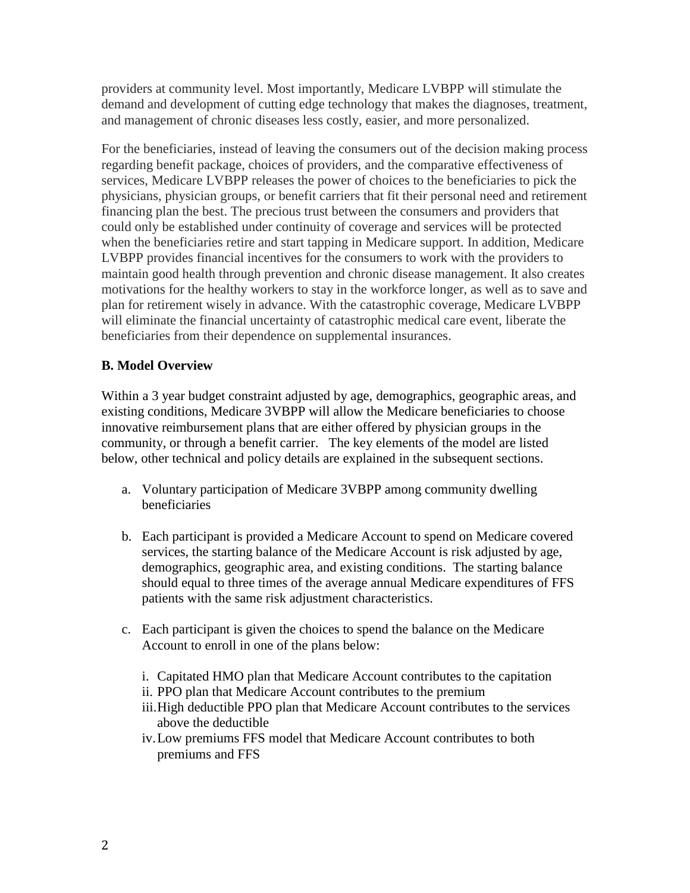providers at community level. Most importantly, Medicare LVBPP will stimulate the demand and development of cutting edge technology that makes the diagnoses, treatment, and management of chronic diseases less costly, easier, and more personalized.

For the beneficiaries, instead of leaving the consumers out of the decision making process regarding benefit package, choices of providers, and the comparative effectiveness of services, Medicare LVBPP releases the power of choices to the beneficiaries to pick the physicians, physician groups, or benefit carriers that fit their personal need and retirement financing plan the best. The precious trust between the consumers and providers that could only be established under continuity of coverage and services will be protected when the beneficiaries retire and start tapping in Medicare support. In addition, Medicare LVBPP provides financial incentives for the consumers to work with the providers to maintain good health through prevention and chronic disease management. It also creates motivations for the healthy workers to stay in the workforce longer, as well as to save and plan for retirement wisely in advance. With the catastrophic coverage, Medicare LVBPP will eliminate the financial uncertainty of catastrophic medical care event, liberate the beneficiaries from their dependence on supplemental insurances.

**B. Model Overview**

Within a 3 year budget constraint adjusted by age, demographics, geographic areas, and existing conditions, Medicare 3VBPP will allow the Medicare beneficiaries to choose innovative reimbursement plans that are either offered by physician groups in the community, or through a benefit carrier. The key elements of the model are listed below, other technical and policy details are explained in the subsequent sections.

a. Voluntary participation of Medicare 3VBPP among community dwelling beneficiaries

b. Each participant is provided a Medicare Account to spend on Medicare covered services, the starting balance of the Medicare Account is risk adjusted by age, demographics, geographic area, and existing conditions. The starting balance should equal to three times of the average annual Medicare expenditures of FFS patients with the same risk adjustment characteristics.

c. Each participant is given the choices to spend the balance on the Medicare Account to enroll in one of the plans below:

   i. Capitated HMO plan that Medicare Account contributes to the capitation
   ii. PPO plan that Medicare Account contributes to the premium
   iii. High deductible PPO plan that Medicare Account contributes to the services above the deductible
   iv. Low premiums FFS model that Medicare Account contributes to both premiums and FFS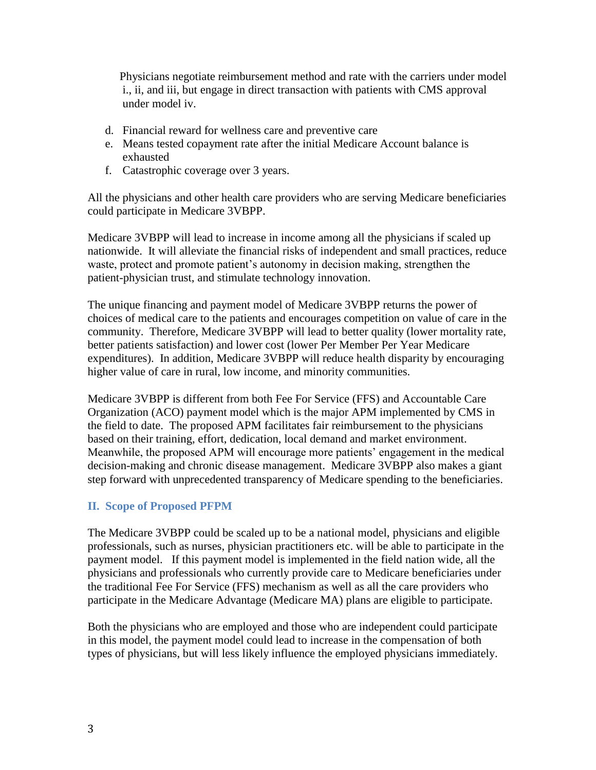Physicians negotiate reimbursement method and rate with the carriers under model i., ii, and iii, but engage in direct transaction with patients with CMS approval under model iv.

d. Financial reward for wellness care and preventive care
e. Means tested copayment rate after the initial Medicare Account balance is exhausted
f. Catastrophic coverage over 3 years.

All the physicians and other health care providers who are serving Medicare beneficiaries could participate in Medicare 3VBPP.

Medicare 3VBPP will lead to increase in income among all the physicians if scaled up nationwide. It will alleviate the financial risks of independent and small practices, reduce waste, protect and promote patient's autonomy in decision making, strengthen the patient-physician trust, and stimulate technology innovation.

The unique financing and payment model of Medicare 3VBPP returns the power of choices of medical care to the patients and encourages competition on value of care in the community. Therefore, Medicare 3VBPP will lead to better quality (lower mortality rate, better patients satisfaction) and lower cost (lower Per Member Per Year Medicare expenditures). In addition, Medicare 3VBPP will reduce health disparity by encouraging higher value of care in rural, low income, and minority communities.

Medicare 3VBPP is different from both Fee For Service (FFS) and Accountable Care Organization (ACO) payment model which is the major APM implemented by CMS in the field to date. The proposed APM facilitates fair reimbursement to the physicians based on their training, effort, dedication, local demand and market environment. Meanwhile, the proposed APM will encourage more patients' engagement in the medical decision-making and chronic disease management. Medicare 3VBPP also makes a giant step forward with unprecedented transparency of Medicare spending to the beneficiaries.

## II. Scope of Proposed PFPM

The Medicare 3VBPP could be scaled up to be a national model, physicians and eligible professionals, such as nurses, physician practitioners etc. will be able to participate in the payment model. If this payment model is implemented in the field nation wide, all the physicians and professionals who currently provide care to Medicare beneficiaries under the traditional Fee For Service (FFS) mechanism as well as all the care providers who participate in the Medicare Advantage (Medicare MA) plans are eligible to participate.

Both the physicians who are employed and those who are independent could participate in this model, the payment model could lead to increase in the compensation of both types of physicians, but will less likely influence the employed physicians immediately.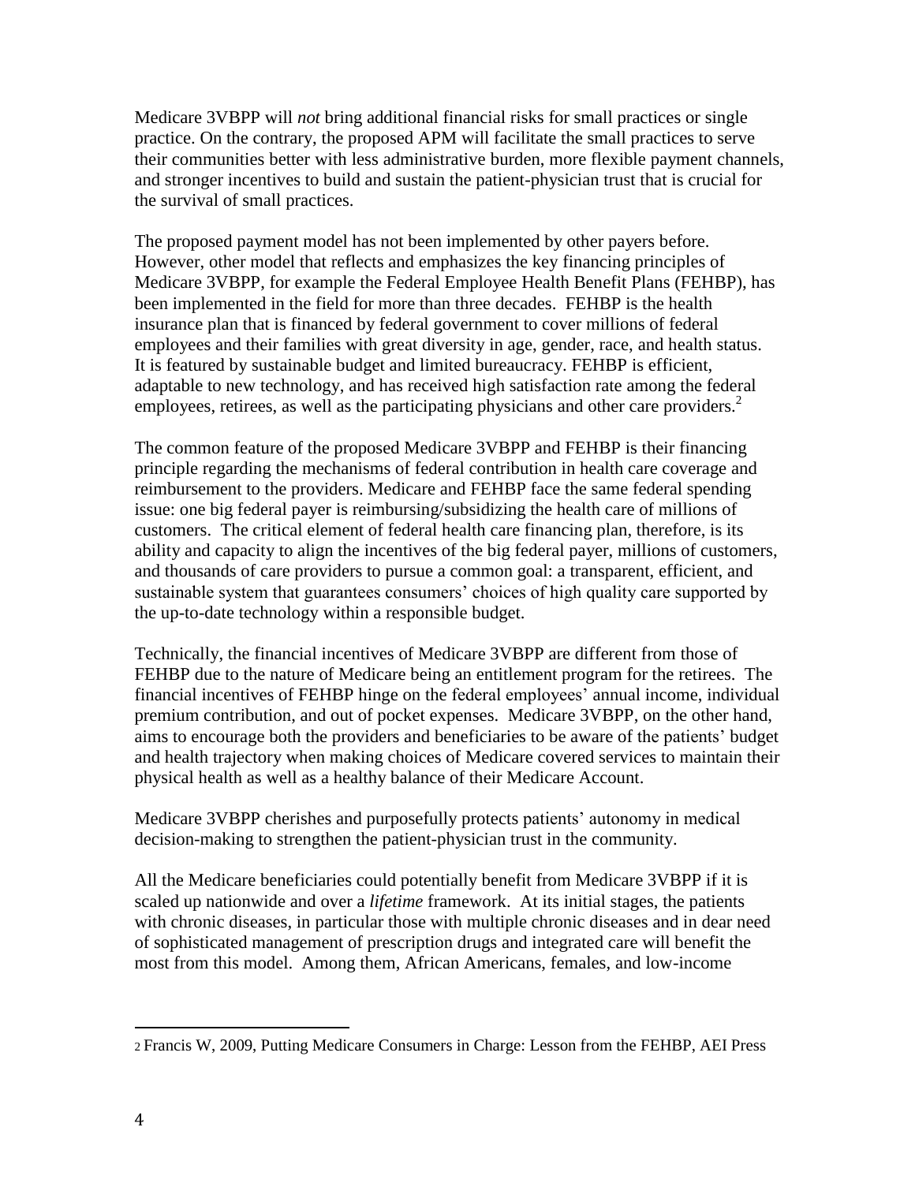Medicare 3VBPP will *not* bring additional financial risks for small practices or single practice. On the contrary, the proposed APM will facilitate the small practices to serve their communities better with less administrative burden, more flexible payment channels, and stronger incentives to build and sustain the patient-physician trust that is crucial for the survival of small practices.

The proposed payment model has not been implemented by other payers before. However, other model that reflects and emphasizes the key financing principles of Medicare 3VBPP, for example the Federal Employee Health Benefit Plans (FEHBP), has been implemented in the field for more than three decades. FEHBP is the health insurance plan that is financed by federal government to cover millions of federal employees and their families with great diversity in age, gender, race, and health status. It is featured by sustainable budget and limited bureaucracy. FEHBP is efficient, adaptable to new technology, and has received high satisfaction rate among the federal employees, retirees, as well as the participating physicians and other care providers.[2]

The common feature of the proposed Medicare 3VBPP and FEHBP is their financing principle regarding the mechanisms of federal contribution in health care coverage and reimbursement to the providers. Medicare and FEHBP face the same federal spending issue: one big federal payer is reimbursing/subsidizing the health care of millions of customers. The critical element of federal health care financing plan, therefore, is its ability and capacity to align the incentives of the big federal payer, millions of customers, and thousands of care providers to pursue a common goal: a transparent, efficient, and sustainable system that guarantees consumers' choices of high quality care supported by the up-to-date technology within a responsible budget.

Technically, the financial incentives of Medicare 3VBPP are different from those of FEHBP due to the nature of Medicare being an entitlement program for the retirees. The financial incentives of FEHBP hinge on the federal employees' annual income, individual premium contribution, and out of pocket expenses. Medicare 3VBPP, on the other hand, aims to encourage both the providers and beneficiaries to be aware of the patients' budget and health trajectory when making choices of Medicare covered services to maintain their physical health as well as a healthy balance of their Medicare Account.

Medicare 3VBPP cherishes and purposefully protects patients' autonomy in medical decision-making to strengthen the patient-physician trust in the community.

All the Medicare beneficiaries could potentially benefit from Medicare 3VBPP if it is scaled up nationwide and over a *lifetime* framework. At its initial stages, the patients with chronic diseases, in particular those with multiple chronic diseases and in dear need of sophisticated management of prescription drugs and integrated care will benefit the most from this model. Among them, African Americans, females, and low-income

---

[2] Francis W, 2009, Putting Medicare Consumers in Charge: Lesson from the FEHBP, AEI Press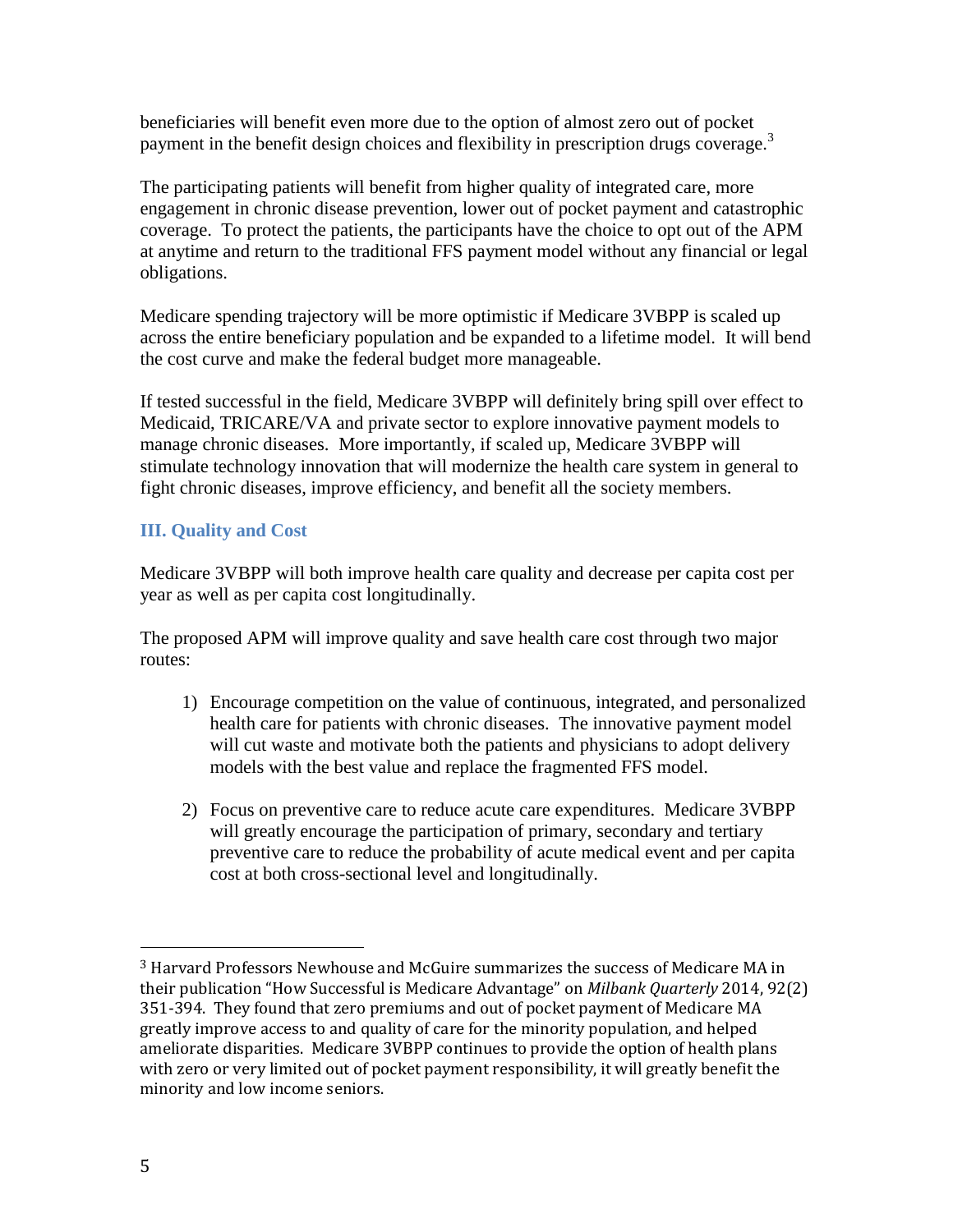beneficiaries will benefit even more due to the option of almost zero out of pocket payment in the benefit design choices and flexibility in prescription drugs coverage.[3]

The participating patients will benefit from higher quality of integrated care, more engagement in chronic disease prevention, lower out of pocket payment and catastrophic coverage. To protect the patients, the participants have the choice to opt out of the APM at anytime and return to the traditional FFS payment model without any financial or legal obligations.

Medicare spending trajectory will be more optimistic if Medicare 3VBPP is scaled up across the entire beneficiary population and be expanded to a lifetime model. It will bend the cost curve and make the federal budget more manageable.

If tested successful in the field, Medicare 3VBPP will definitely bring spill over effect to Medicaid, TRICARE/VA and private sector to explore innovative payment models to manage chronic diseases. More importantly, if scaled up, Medicare 3VBPP will stimulate technology innovation that will modernize the health care system in general to fight chronic diseases, improve efficiency, and benefit all the society members.

## III. Quality and Cost

Medicare 3VBPP will both improve health care quality and decrease per capita cost per year as well as per capita cost longitudinally.

The proposed APM will improve quality and save health care cost through two major routes:

1) Encourage competition on the value of continuous, integrated, and personalized health care for patients with chronic diseases. The innovative payment model will cut waste and motivate both the patients and physicians to adopt delivery models with the best value and replace the fragmented FFS model.

2) Focus on preventive care to reduce acute care expenditures. Medicare 3VBPP will greatly encourage the participation of primary, secondary and tertiary preventive care to reduce the probability of acute medical event and per capita cost at both cross-sectional level and longitudinally.

---

[3] Harvard Professors Newhouse and McGuire summarizes the success of Medicare MA in their publication "How Successful is Medicare Advantage" on *Milbank Quarterly* 2014, 92(2) 351-394. They found that zero premiums and out of pocket payment of Medicare MA greatly improve access to and quality of care for the minority population, and helped ameliorate disparities. Medicare 3VBPP continues to provide the option of health plans with zero or very limited out of pocket payment responsibility, it will greatly benefit the minority and low income seniors.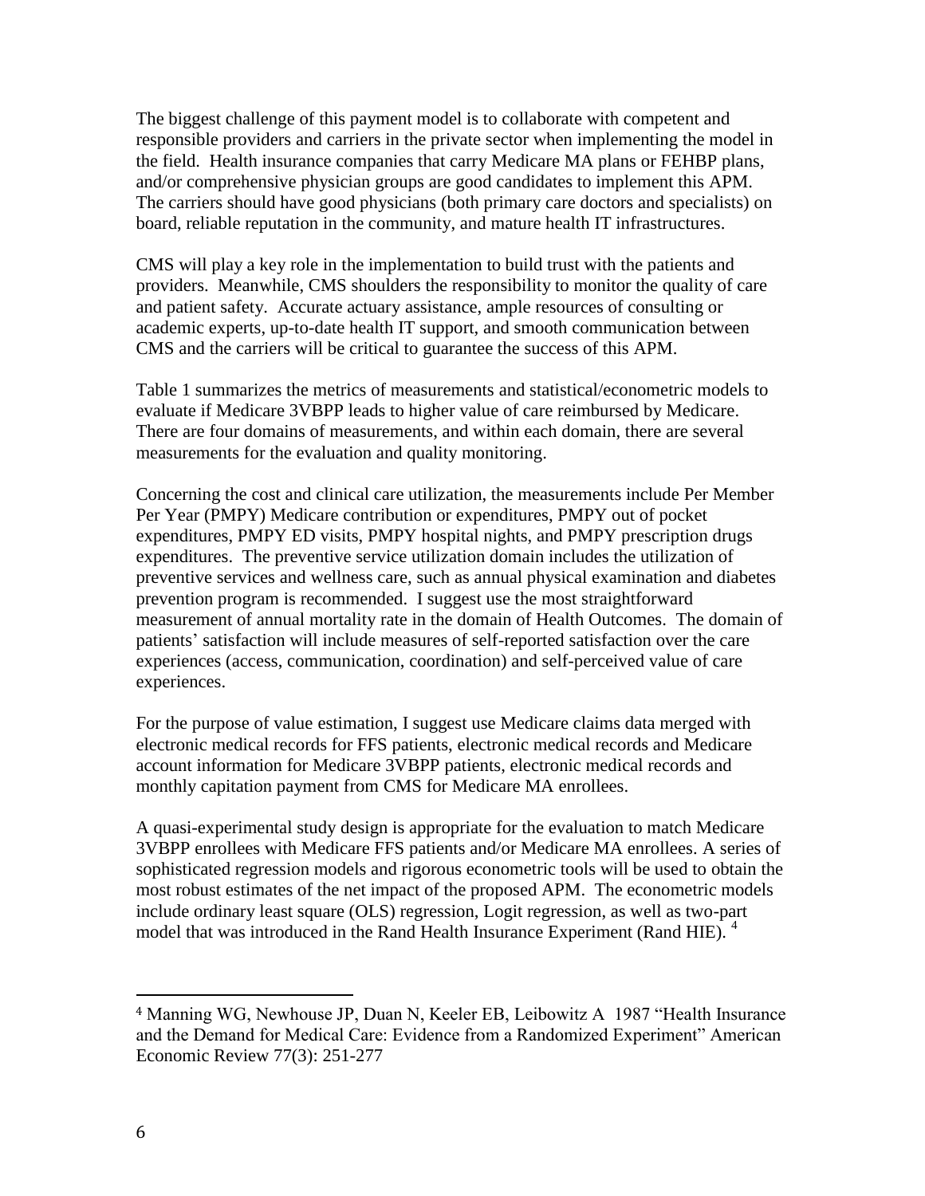The biggest challenge of this payment model is to collaborate with competent and responsible providers and carriers in the private sector when implementing the model in the field. Health insurance companies that carry Medicare MA plans or FEHBP plans, and/or comprehensive physician groups are good candidates to implement this APM. The carriers should have good physicians (both primary care doctors and specialists) on board, reliable reputation in the community, and mature health IT infrastructures.

CMS will play a key role in the implementation to build trust with the patients and providers. Meanwhile, CMS shoulders the responsibility to monitor the quality of care and patient safety. Accurate actuary assistance, ample resources of consulting or academic experts, up-to-date health IT support, and smooth communication between CMS and the carriers will be critical to guarantee the success of this APM.

Table 1 summarizes the metrics of measurements and statistical/econometric models to evaluate if Medicare 3VBPP leads to higher value of care reimbursed by Medicare. There are four domains of measurements, and within each domain, there are several measurements for the evaluation and quality monitoring.

Concerning the cost and clinical care utilization, the measurements include Per Member Per Year (PMPY) Medicare contribution or expenditures, PMPY out of pocket expenditures, PMPY ED visits, PMPY hospital nights, and PMPY prescription drugs expenditures. The preventive service utilization domain includes the utilization of preventive services and wellness care, such as annual physical examination and diabetes prevention program is recommended. I suggest use the most straightforward measurement of annual mortality rate in the domain of Health Outcomes. The domain of patients' satisfaction will include measures of self-reported satisfaction over the care experiences (access, communication, coordination) and self-perceived value of care experiences.

For the purpose of value estimation, I suggest use Medicare claims data merged with electronic medical records for FFS patients, electronic medical records and Medicare account information for Medicare 3VBPP patients, electronic medical records and monthly capitation payment from CMS for Medicare MA enrollees.

A quasi-experimental study design is appropriate for the evaluation to match Medicare 3VBPP enrollees with Medicare FFS patients and/or Medicare MA enrollees. A series of sophisticated regression models and rigorous econometric tools will be used to obtain the most robust estimates of the net impact of the proposed APM. The econometric models include ordinary least square (OLS) regression, Logit regression, as well as two-part model that was introduced in the Rand Health Insurance Experiment (Rand HIE). [4]

---

[4] Manning WG, Newhouse JP, Duan N, Keeler EB, Leibowitz A 1987 "Health Insurance and the Demand for Medical Care: Evidence from a Randomized Experiment" American Economic Review 77(3): 251-277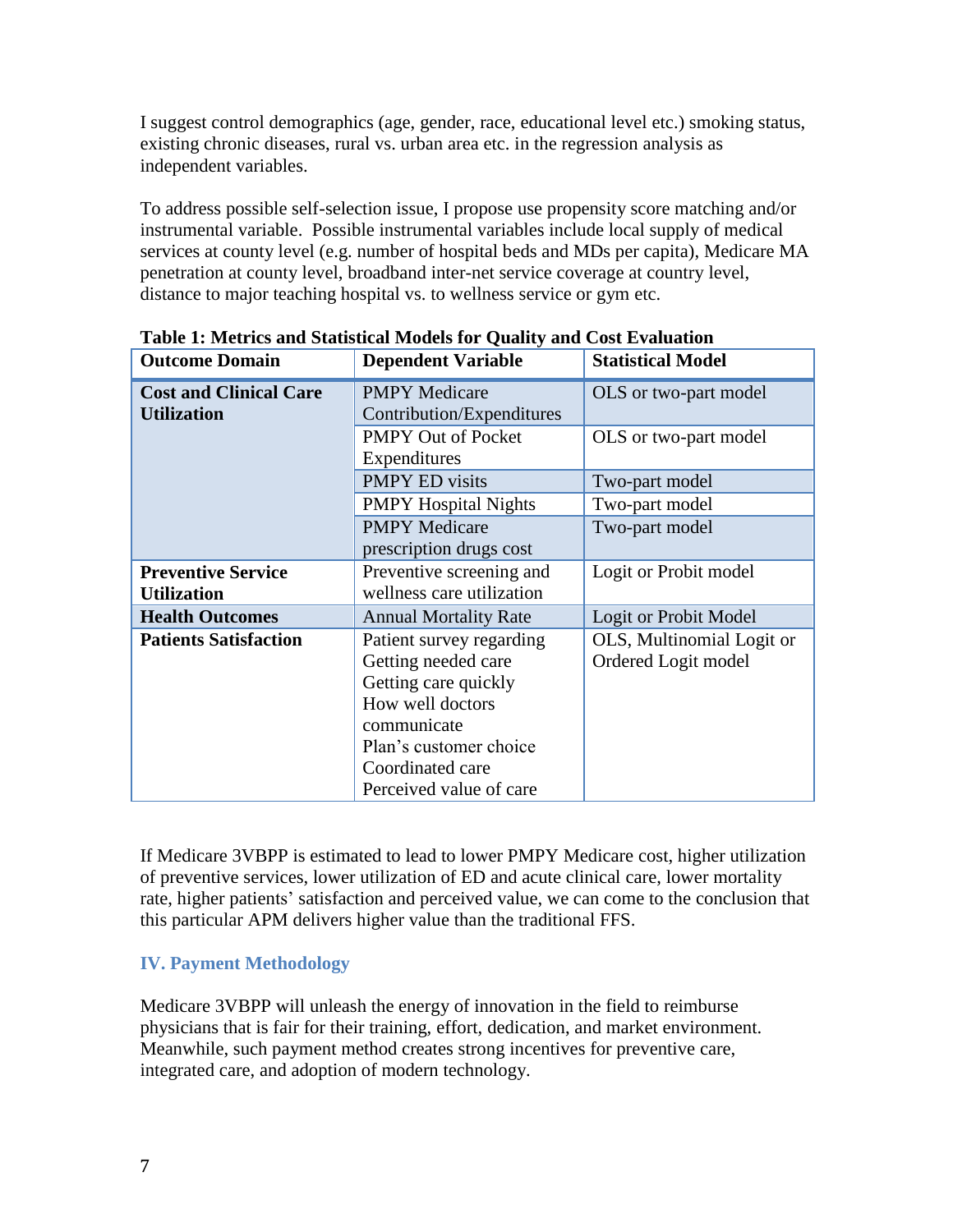I suggest control demographics (age, gender, race, educational level etc.) smoking status, existing chronic diseases, rural vs. urban area etc. in the regression analysis as independent variables.

To address possible self-selection issue, I propose use propensity score matching and/or instrumental variable. Possible instrumental variables include local supply of medical services at county level (e.g. number of hospital beds and MDs per capita), Medicare MA penetration at county level, broadband inter-net service coverage at country level, distance to major teaching hospital vs. to wellness service or gym etc.

**Table 1: Metrics and Statistical Models for Quality and Cost Evaluation**

| Outcome Domain | Dependent Variable | Statistical Model |
|---|---|---|
| **Cost and Clinical Care Utilization** | PMPY Medicare Contribution/Expenditures | OLS or two-part model |
| | PMPY Out of Pocket Expenditures | OLS or two-part model |
| | PMPY ED visits | Two-part model |
| | PMPY Hospital Nights | Two-part model |
| | PMPY Medicare prescription drugs cost | Two-part model |
| **Preventive Service Utilization** | Preventive screening and wellness care utilization | Logit or Probit model |
| **Health Outcomes** | Annual Mortality Rate | Logit or Probit Model |
| **Patients Satisfaction** | Patient survey regarding Getting needed care Getting care quickly How well doctors communicate Plan's customer choice Coordinated care Perceived value of care | OLS, Multinomial Logit or Ordered Logit model |

If Medicare 3VBPP is estimated to lead to lower PMPY Medicare cost, higher utilization of preventive services, lower utilization of ED and acute clinical care, lower mortality rate, higher patients' satisfaction and perceived value, we can come to the conclusion that this particular APM delivers higher value than the traditional FFS.

## IV. Payment Methodology

Medicare 3VBPP will unleash the energy of innovation in the field to reimburse physicians that is fair for their training, effort, dedication, and market environment. Meanwhile, such payment method creates strong incentives for preventive care, integrated care, and adoption of modern technology.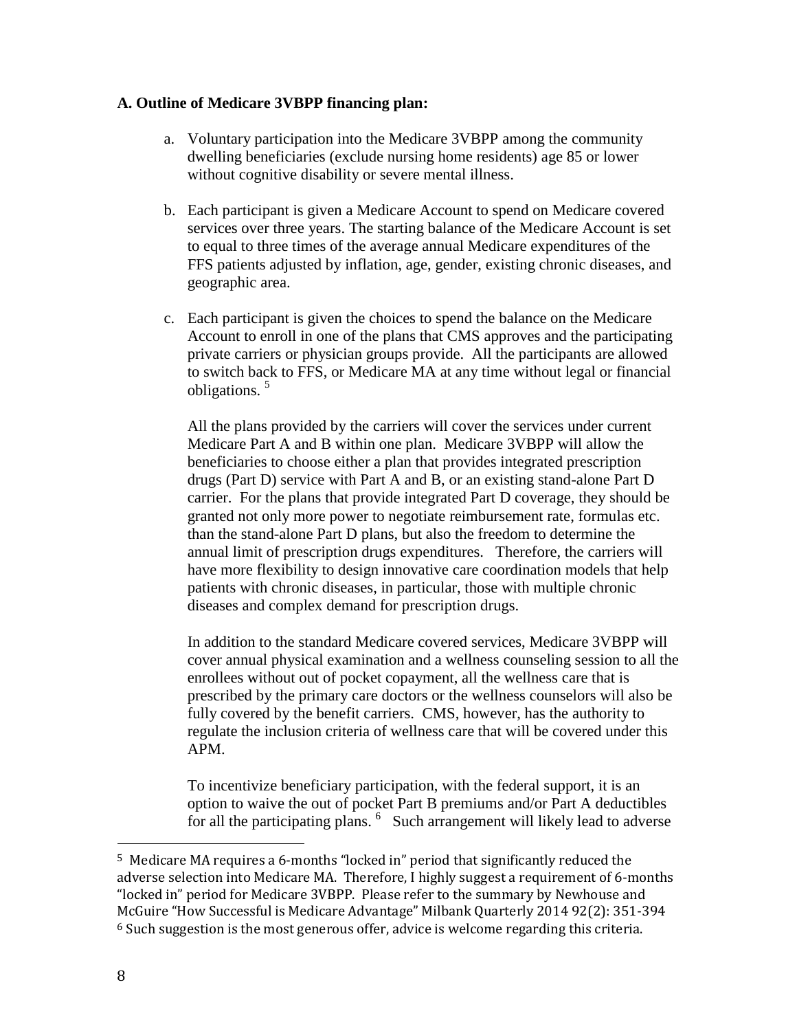**A. Outline of Medicare 3VBPP financing plan:**

a. Voluntary participation into the Medicare 3VBPP among the community dwelling beneficiaries (exclude nursing home residents) age 85 or lower without cognitive disability or severe mental illness.

b. Each participant is given a Medicare Account to spend on Medicare covered services over three years. The starting balance of the Medicare Account is set to equal to three times of the average annual Medicare expenditures of the FFS patients adjusted by inflation, age, gender, existing chronic diseases, and geographic area.

c. Each participant is given the choices to spend the balance on the Medicare Account to enroll in one of the plans that CMS approves and the participating private carriers or physician groups provide. All the participants are allowed to switch back to FFS, or Medicare MA at any time without legal or financial obligations. [5]

   All the plans provided by the carriers will cover the services under current Medicare Part A and B within one plan. Medicare 3VBPP will allow the beneficiaries to choose either a plan that provides integrated prescription drugs (Part D) service with Part A and B, or an existing stand-alone Part D carrier. For the plans that provide integrated Part D coverage, they should be granted not only more power to negotiate reimbursement rate, formulas etc. than the stand-alone Part D plans, but also the freedom to determine the annual limit of prescription drugs expenditures. Therefore, the carriers will have more flexibility to design innovative care coordination models that help patients with chronic diseases, in particular, those with multiple chronic diseases and complex demand for prescription drugs.

   In addition to the standard Medicare covered services, Medicare 3VBPP will cover annual physical examination and a wellness counseling session to all the enrollees without out of pocket copayment, all the wellness care that is prescribed by the primary care doctors or the wellness counselors will also be fully covered by the benefit carriers. CMS, however, has the authority to regulate the inclusion criteria of wellness care that will be covered under this APM.

   To incentivize beneficiary participation, with the federal support, it is an option to waive the out of pocket Part B premiums and/or Part A deductibles for all the participating plans. [6] Such arrangement will likely lead to adverse

---

[5] Medicare MA requires a 6-months "locked in" period that significantly reduced the adverse selection into Medicare MA. Therefore, I highly suggest a requirement of 6-months "locked in" period for Medicare 3VBPP. Please refer to the summary by Newhouse and McGuire "How Successful is Medicare Advantage" Milbank Quarterly 2014 92(2): 351-394

[6] Such suggestion is the most generous offer, advice is welcome regarding this criteria.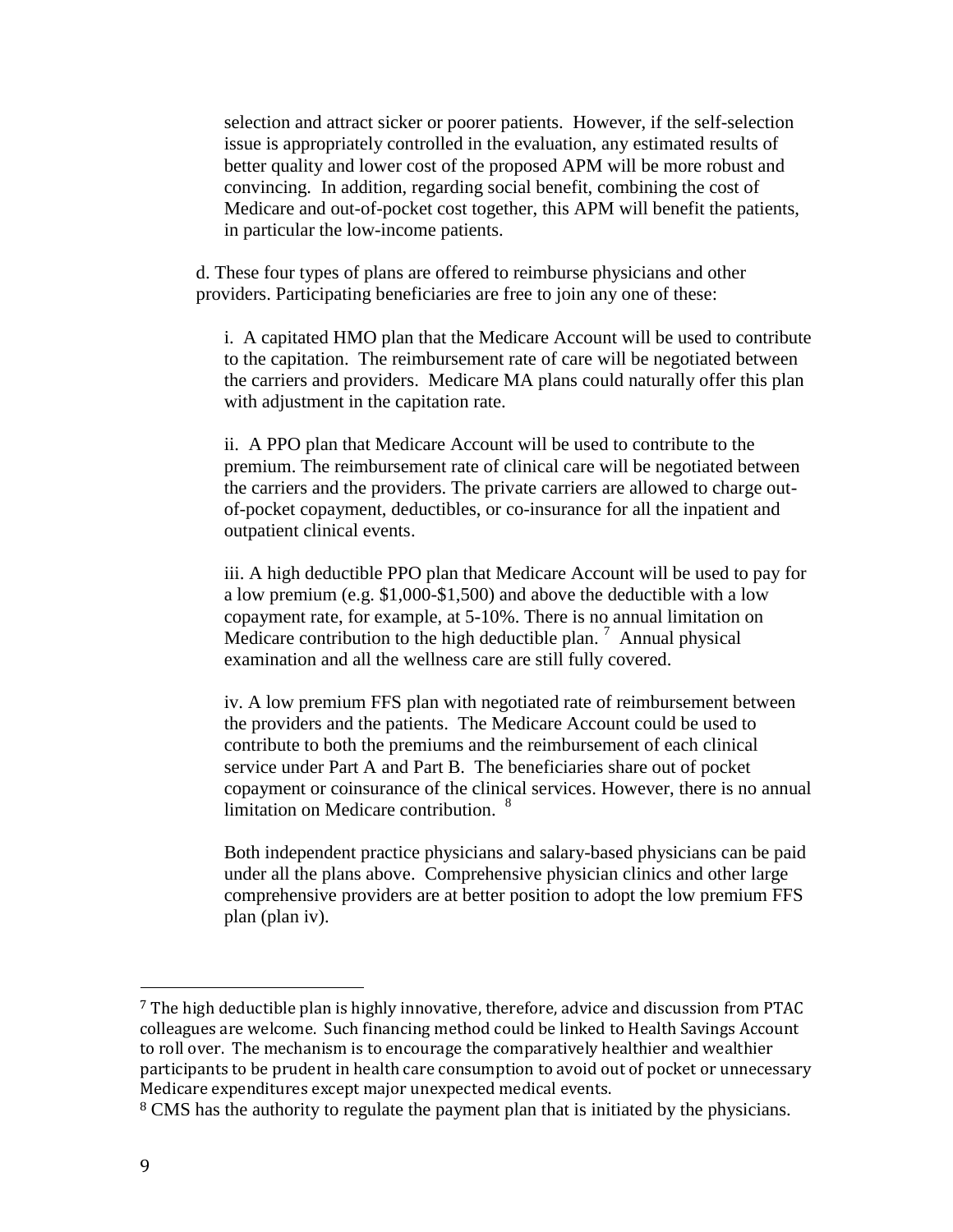selection and attract sicker or poorer patients. However, if the self-selection issue is appropriately controlled in the evaluation, any estimated results of better quality and lower cost of the proposed APM will be more robust and convincing. In addition, regarding social benefit, combining the cost of Medicare and out-of-pocket cost together, this APM will benefit the patients, in particular the low-income patients.

d. These four types of plans are offered to reimburse physicians and other providers. Participating beneficiaries are free to join any one of these:

i. A capitated HMO plan that the Medicare Account will be used to contribute to the capitation. The reimbursement rate of care will be negotiated between the carriers and providers. Medicare MA plans could naturally offer this plan with adjustment in the capitation rate.

ii. A PPO plan that Medicare Account will be used to contribute to the premium. The reimbursement rate of clinical care will be negotiated between the carriers and the providers. The private carriers are allowed to charge out-of-pocket copayment, deductibles, or co-insurance for all the inpatient and outpatient clinical events.

iii. A high deductible PPO plan that Medicare Account will be used to pay for a low premium (e.g. $1,000-$1,500) and above the deductible with a low copayment rate, for example, at 5-10%. There is no annual limitation on Medicare contribution to the high deductible plan. [7] Annual physical examination and all the wellness care are still fully covered.

iv. A low premium FFS plan with negotiated rate of reimbursement between the providers and the patients. The Medicare Account could be used to contribute to both the premiums and the reimbursement of each clinical service under Part A and Part B. The beneficiaries share out of pocket copayment or coinsurance of the clinical services. However, there is no annual limitation on Medicare contribution. [8]

Both independent practice physicians and salary-based physicians can be paid under all the plans above. Comprehensive physician clinics and other large comprehensive providers are at better position to adopt the low premium FFS plan (plan iv).

---

[7] The high deductible plan is highly innovative, therefore, advice and discussion from PTAC colleagues are welcome. Such financing method could be linked to Health Savings Account to roll over. The mechanism is to encourage the comparatively healthier and wealthier participants to be prudent in health care consumption to avoid out of pocket or unnecessary Medicare expenditures except major unexpected medical events.

[8] CMS has the authority to regulate the payment plan that is initiated by the physicians.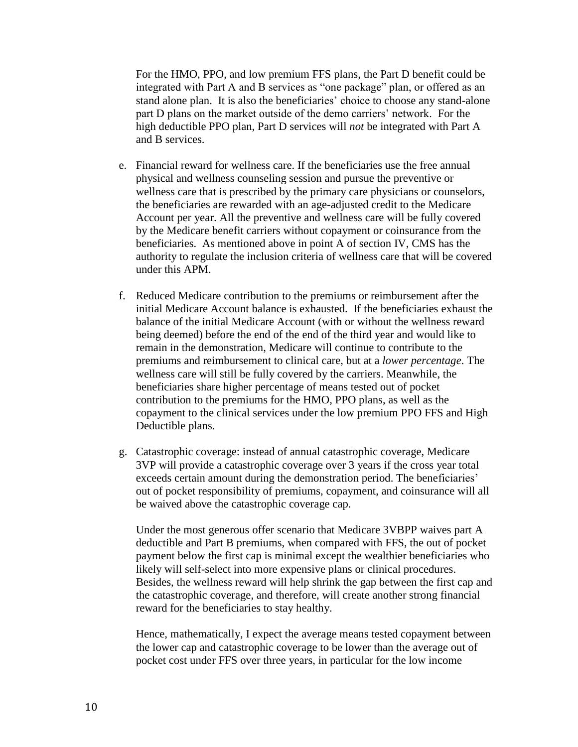For the HMO, PPO, and low premium FFS plans, the Part D benefit could be integrated with Part A and B services as "one package" plan, or offered as an stand alone plan. It is also the beneficiaries' choice to choose any stand-alone part D plans on the market outside of the demo carriers' network. For the high deductible PPO plan, Part D services will *not* be integrated with Part A and B services.

e. Financial reward for wellness care. If the beneficiaries use the free annual physical and wellness counseling session and pursue the preventive or wellness care that is prescribed by the primary care physicians or counselors, the beneficiaries are rewarded with an age-adjusted credit to the Medicare Account per year. All the preventive and wellness care will be fully covered by the Medicare benefit carriers without copayment or coinsurance from the beneficiaries. As mentioned above in point A of section IV, CMS has the authority to regulate the inclusion criteria of wellness care that will be covered under this APM.

f. Reduced Medicare contribution to the premiums or reimbursement after the initial Medicare Account balance is exhausted. If the beneficiaries exhaust the balance of the initial Medicare Account (with or without the wellness reward being deemed) before the end of the end of the third year and would like to remain in the demonstration, Medicare will continue to contribute to the premiums and reimbursement to clinical care, but at a *lower percentage*. The wellness care will still be fully covered by the carriers. Meanwhile, the beneficiaries share higher percentage of means tested out of pocket contribution to the premiums for the HMO, PPO plans, as well as the copayment to the clinical services under the low premium PPO FFS and High Deductible plans.

g. Catastrophic coverage: instead of annual catastrophic coverage, Medicare 3VP will provide a catastrophic coverage over 3 years if the cross year total exceeds certain amount during the demonstration period. The beneficiaries' out of pocket responsibility of premiums, copayment, and coinsurance will all be waived above the catastrophic coverage cap.

   Under the most generous offer scenario that Medicare 3VBPP waives part A deductible and Part B premiums, when compared with FFS, the out of pocket payment below the first cap is minimal except the wealthier beneficiaries who likely will self-select into more expensive plans or clinical procedures. Besides, the wellness reward will help shrink the gap between the first cap and the catastrophic coverage, and therefore, will create another strong financial reward for the beneficiaries to stay healthy.

   Hence, mathematically, I expect the average means tested copayment between the lower cap and catastrophic coverage to be lower than the average out of pocket cost under FFS over three years, in particular for the low income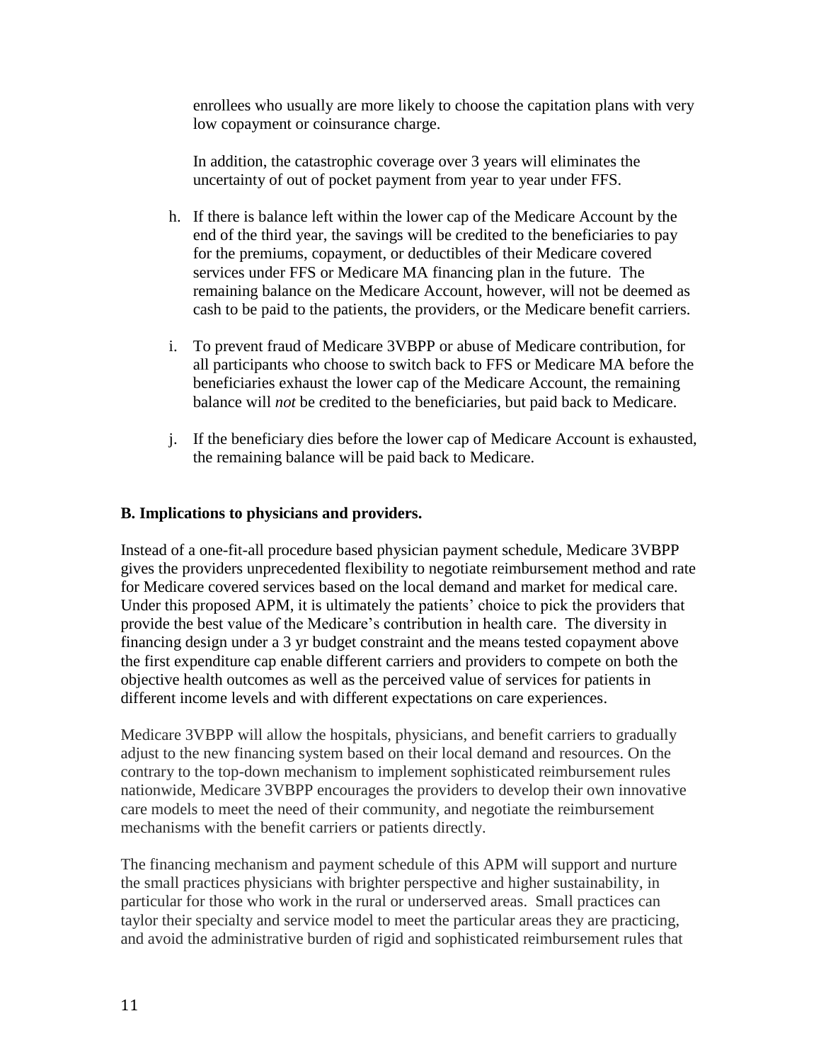enrollees who usually are more likely to choose the capitation plans with very low copayment or coinsurance charge.

In addition, the catastrophic coverage over 3 years will eliminates the uncertainty of out of pocket payment from year to year under FFS.

h. If there is balance left within the lower cap of the Medicare Account by the end of the third year, the savings will be credited to the beneficiaries to pay for the premiums, copayment, or deductibles of their Medicare covered services under FFS or Medicare MA financing plan in the future. The remaining balance on the Medicare Account, however, will not be deemed as cash to be paid to the patients, the providers, or the Medicare benefit carriers.

i. To prevent fraud of Medicare 3VBPP or abuse of Medicare contribution, for all participants who choose to switch back to FFS or Medicare MA before the beneficiaries exhaust the lower cap of the Medicare Account, the remaining balance will *not* be credited to the beneficiaries, but paid back to Medicare.

j. If the beneficiary dies before the lower cap of Medicare Account is exhausted, the remaining balance will be paid back to Medicare.

**B. Implications to physicians and providers.**

Instead of a one-fit-all procedure based physician payment schedule, Medicare 3VBPP gives the providers unprecedented flexibility to negotiate reimbursement method and rate for Medicare covered services based on the local demand and market for medical care. Under this proposed APM, it is ultimately the patients' choice to pick the providers that provide the best value of the Medicare's contribution in health care. The diversity in financing design under a 3 yr budget constraint and the means tested copayment above the first expenditure cap enable different carriers and providers to compete on both the objective health outcomes as well as the perceived value of services for patients in different income levels and with different expectations on care experiences.

Medicare 3VBPP will allow the hospitals, physicians, and benefit carriers to gradually adjust to the new financing system based on their local demand and resources. On the contrary to the top-down mechanism to implement sophisticated reimbursement rules nationwide, Medicare 3VBPP encourages the providers to develop their own innovative care models to meet the need of their community, and negotiate the reimbursement mechanisms with the benefit carriers or patients directly.

The financing mechanism and payment schedule of this APM will support and nurture the small practices physicians with brighter perspective and higher sustainability, in particular for those who work in the rural or underserved areas. Small practices can taylor their specialty and service model to meet the particular areas they are practicing, and avoid the administrative burden of rigid and sophisticated reimbursement rules that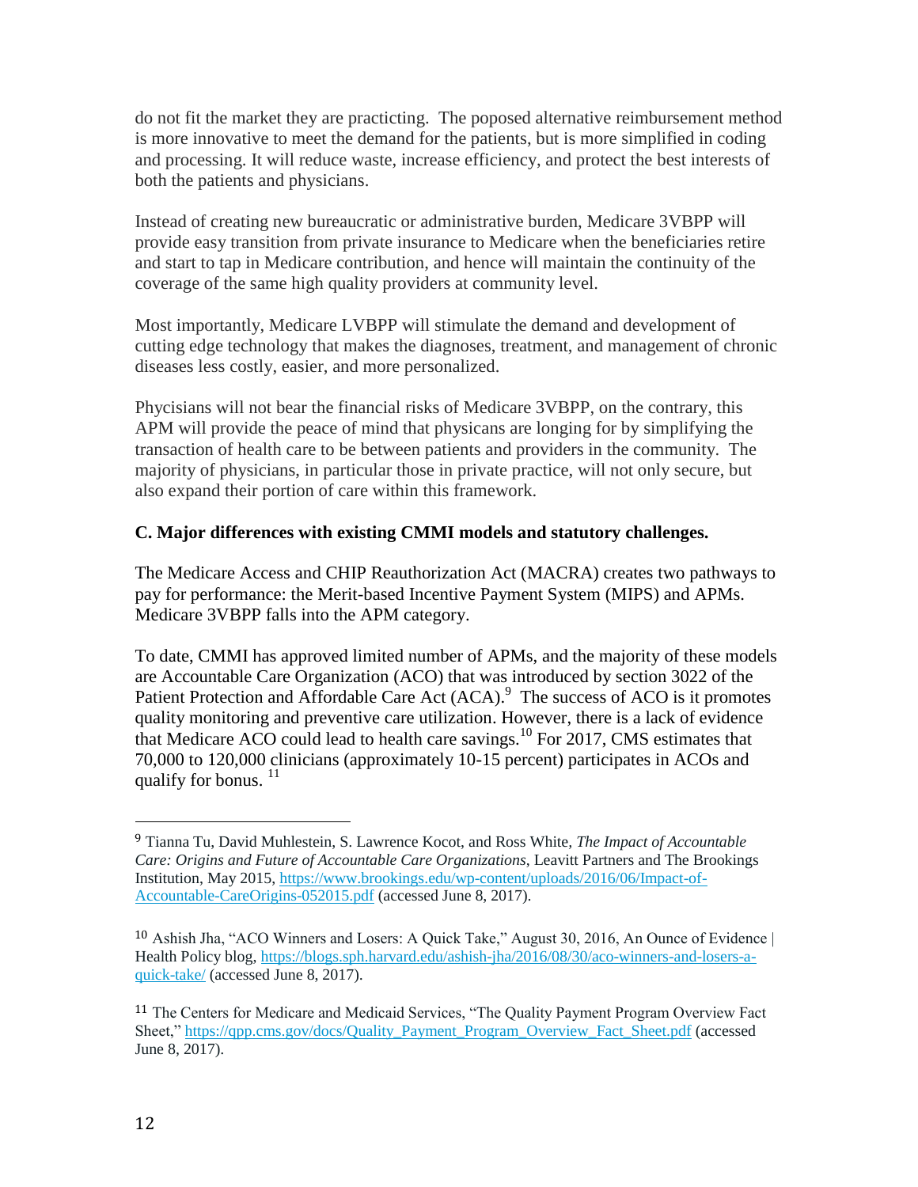do not fit the market they are practicting. The poposed alternative reimbursement method is more innovative to meet the demand for the patients, but is more simplified in coding and processing. It will reduce waste, increase efficiency, and protect the best interests of both the patients and physicians.

Instead of creating new bureaucratic or administrative burden, Medicare 3VBPP will provide easy transition from private insurance to Medicare when the beneficiaries retire and start to tap in Medicare contribution, and hence will maintain the continuity of the coverage of the same high quality providers at community level.

Most importantly, Medicare LVBPP will stimulate the demand and development of cutting edge technology that makes the diagnoses, treatment, and management of chronic diseases less costly, easier, and more personalized.

Phycisians will not bear the financial risks of Medicare 3VBPP, on the contrary, this APM will provide the peace of mind that physicans are longing for by simplifying the transaction of health care to be between patients and providers in the community. The majority of physicians, in particular those in private practice, will not only secure, but also expand their portion of care within this framework.

**C. Major differences with existing CMMI models and statutory challenges.**

The Medicare Access and CHIP Reauthorization Act (MACRA) creates two pathways to pay for performance: the Merit-based Incentive Payment System (MIPS) and APMs. Medicare 3VBPP falls into the APM category.

To date, CMMI has approved limited number of APMs, and the majority of these models are Accountable Care Organization (ACO) that was introduced by section 3022 of the Patient Protection and Affordable Care Act (ACA).[9] The success of ACO is it promotes quality monitoring and preventive care utilization. However, there is a lack of evidence that Medicare ACO could lead to health care savings.[10] For 2017, CMS estimates that 70,000 to 120,000 clinicians (approximately 10-15 percent) participates in ACOs and qualify for bonus. [11]

---

[9] Tianna Tu, David Muhlestein, S. Lawrence Kocot, and Ross White, *The Impact of Accountable Care: Origins and Future of Accountable Care Organizations*, Leavitt Partners and The Brookings Institution, May 2015, https://www.brookings.edu/wp-content/uploads/2016/06/Impact-of-Accountable-CareOrigins-052015.pdf (accessed June 8, 2017).

[10] Ashish Jha, "ACO Winners and Losers: A Quick Take," August 30, 2016, An Ounce of Evidence | Health Policy blog, https://blogs.sph.harvard.edu/ashish-jha/2016/08/30/aco-winners-and-losers-a-quick-take/ (accessed June 8, 2017).

[11] The Centers for Medicare and Medicaid Services, "The Quality Payment Program Overview Fact Sheet," https://qpp.cms.gov/docs/Quality_Payment_Program_Overview_Fact_Sheet.pdf (accessed June 8, 2017).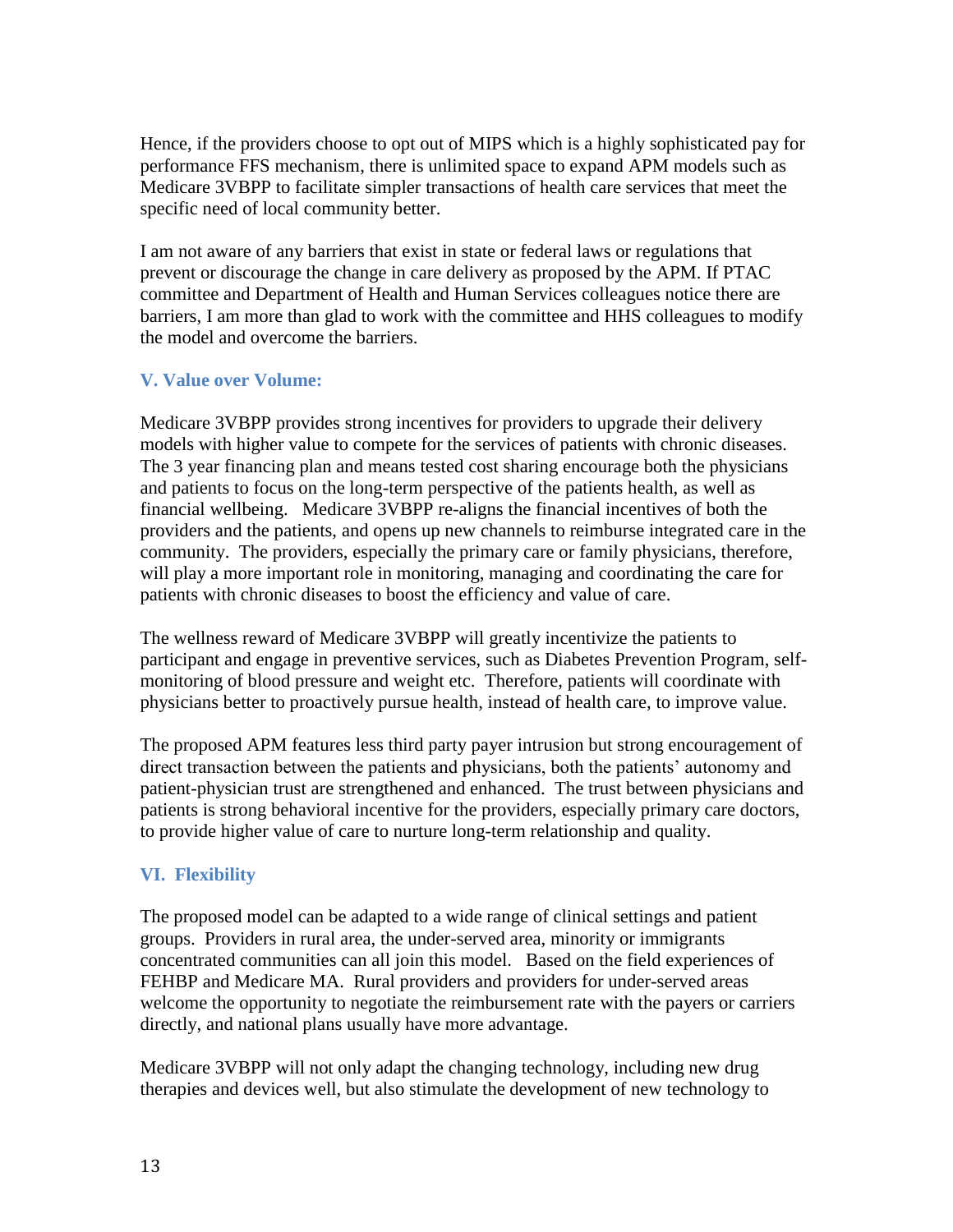Hence, if the providers choose to opt out of MIPS which is a highly sophisticated pay for performance FFS mechanism, there is unlimited space to expand APM models such as Medicare 3VBPP to facilitate simpler transactions of health care services that meet the specific need of local community better.

I am not aware of any barriers that exist in state or federal laws or regulations that prevent or discourage the change in care delivery as proposed by the APM. If PTAC committee and Department of Health and Human Services colleagues notice there are barriers, I am more than glad to work with the committee and HHS colleagues to modify the model and overcome the barriers.

### V. Value over Volume:

Medicare 3VBPP provides strong incentives for providers to upgrade their delivery models with higher value to compete for the services of patients with chronic diseases. The 3 year financing plan and means tested cost sharing encourage both the physicians and patients to focus on the long-term perspective of the patients health, as well as financial wellbeing. Medicare 3VBPP re-aligns the financial incentives of both the providers and the patients, and opens up new channels to reimburse integrated care in the community. The providers, especially the primary care or family physicians, therefore, will play a more important role in monitoring, managing and coordinating the care for patients with chronic diseases to boost the efficiency and value of care.

The wellness reward of Medicare 3VBPP will greatly incentivize the patients to participant and engage in preventive services, such as Diabetes Prevention Program, self-monitoring of blood pressure and weight etc. Therefore, patients will coordinate with physicians better to proactively pursue health, instead of health care, to improve value.

The proposed APM features less third party payer intrusion but strong encouragement of direct transaction between the patients and physicians, both the patients' autonomy and patient-physician trust are strengthened and enhanced. The trust between physicians and patients is strong behavioral incentive for the providers, especially primary care doctors, to provide higher value of care to nurture long-term relationship and quality.

### VI. Flexibility

The proposed model can be adapted to a wide range of clinical settings and patient groups. Providers in rural area, the under-served area, minority or immigrants concentrated communities can all join this model. Based on the field experiences of FEHBP and Medicare MA. Rural providers and providers for under-served areas welcome the opportunity to negotiate the reimbursement rate with the payers or carriers directly, and national plans usually have more advantage.

Medicare 3VBPP will not only adapt the changing technology, including new drug therapies and devices well, but also stimulate the development of new technology to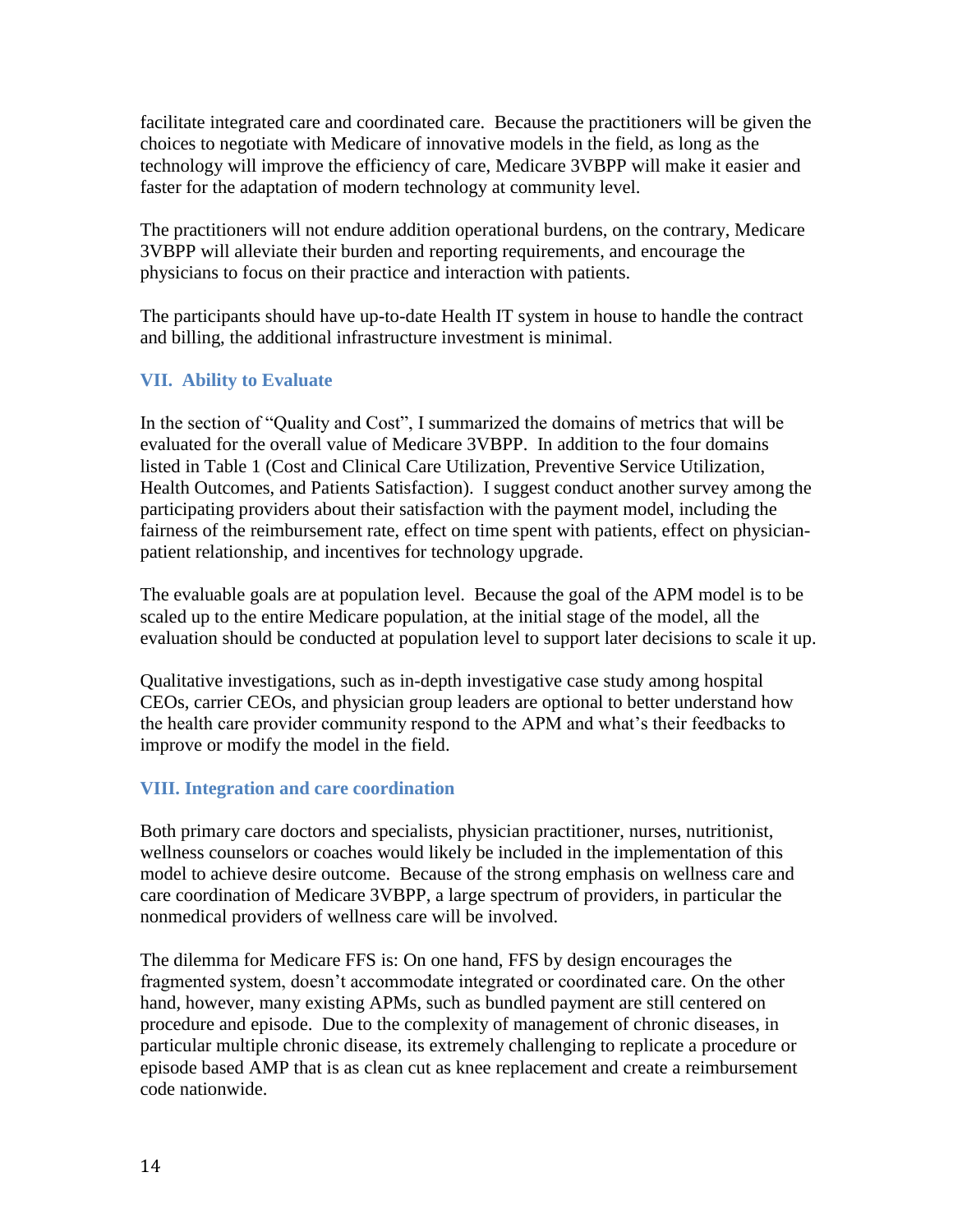facilitate integrated care and coordinated care. Because the practitioners will be given the choices to negotiate with Medicare of innovative models in the field, as long as the technology will improve the efficiency of care, Medicare 3VBPP will make it easier and faster for the adaptation of modern technology at community level.

The practitioners will not endure addition operational burdens, on the contrary, Medicare 3VBPP will alleviate their burden and reporting requirements, and encourage the physicians to focus on their practice and interaction with patients.

The participants should have up-to-date Health IT system in house to handle the contract and billing, the additional infrastructure investment is minimal.

## VII. Ability to Evaluate

In the section of "Quality and Cost", I summarized the domains of metrics that will be evaluated for the overall value of Medicare 3VBPP. In addition to the four domains listed in Table 1 (Cost and Clinical Care Utilization, Preventive Service Utilization, Health Outcomes, and Patients Satisfaction). I suggest conduct another survey among the participating providers about their satisfaction with the payment model, including the fairness of the reimbursement rate, effect on time spent with patients, effect on physician-patient relationship, and incentives for technology upgrade.

The evaluable goals are at population level. Because the goal of the APM model is to be scaled up to the entire Medicare population, at the initial stage of the model, all the evaluation should be conducted at population level to support later decisions to scale it up.

Qualitative investigations, such as in-depth investigative case study among hospital CEOs, carrier CEOs, and physician group leaders are optional to better understand how the health care provider community respond to the APM and what's their feedbacks to improve or modify the model in the field.

## VIII. Integration and care coordination

Both primary care doctors and specialists, physician practitioner, nurses, nutritionist, wellness counselors or coaches would likely be included in the implementation of this model to achieve desire outcome. Because of the strong emphasis on wellness care and care coordination of Medicare 3VBPP, a large spectrum of providers, in particular the nonmedical providers of wellness care will be involved.

The dilemma for Medicare FFS is: On one hand, FFS by design encourages the fragmented system, doesn't accommodate integrated or coordinated care. On the other hand, however, many existing APMs, such as bundled payment are still centered on procedure and episode. Due to the complexity of management of chronic diseases, in particular multiple chronic disease, its extremely challenging to replicate a procedure or episode based AMP that is as clean cut as knee replacement and create a reimbursement code nationwide.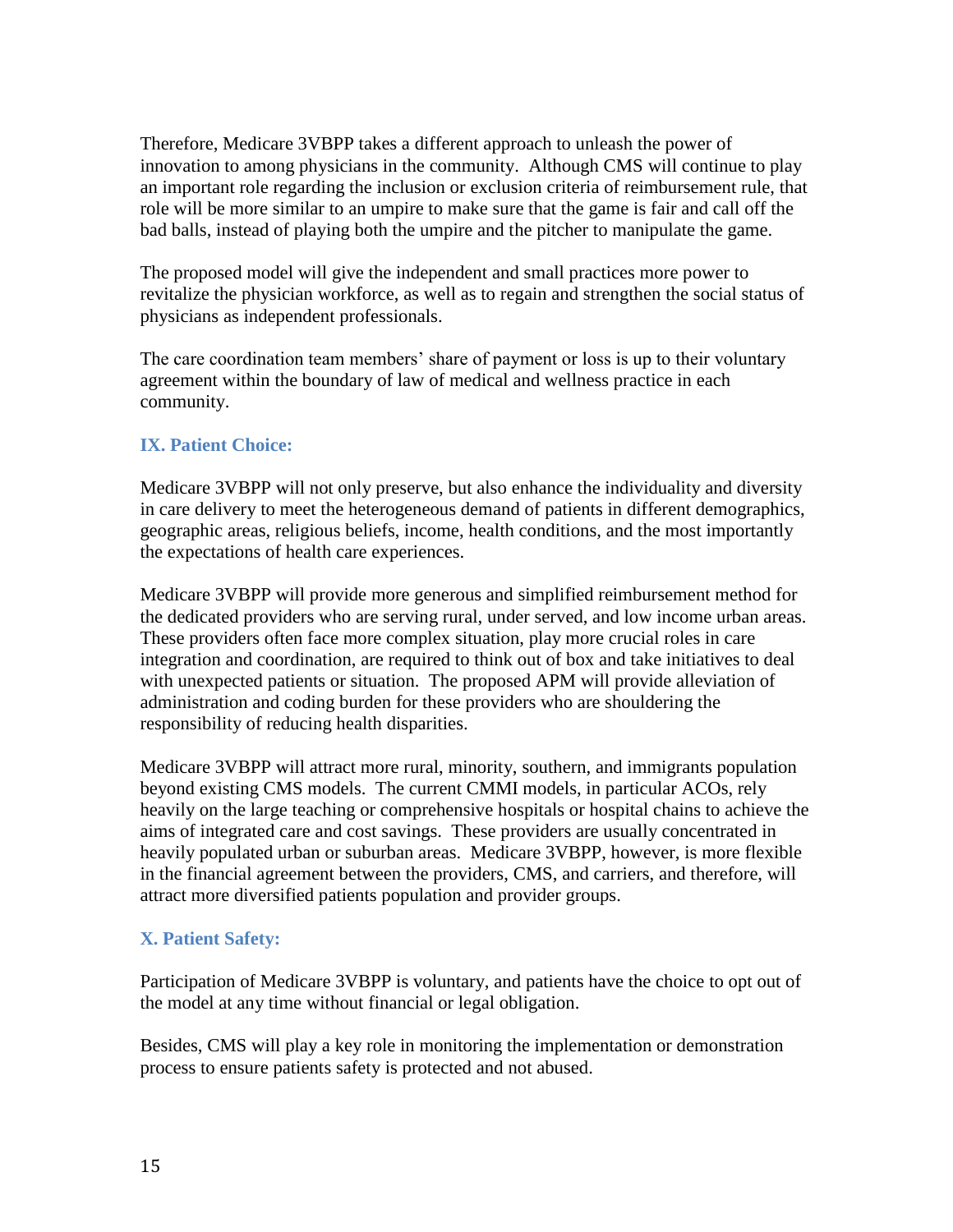Therefore, Medicare 3VBPP takes a different approach to unleash the power of innovation to among physicians in the community. Although CMS will continue to play an important role regarding the inclusion or exclusion criteria of reimbursement rule, that role will be more similar to an umpire to make sure that the game is fair and call off the bad balls, instead of playing both the umpire and the pitcher to manipulate the game.

The proposed model will give the independent and small practices more power to revitalize the physician workforce, as well as to regain and strengthen the social status of physicians as independent professionals.

The care coordination team members' share of payment or loss is up to their voluntary agreement within the boundary of law of medical and wellness practice in each community.

### IX. Patient Choice:

Medicare 3VBPP will not only preserve, but also enhance the individuality and diversity in care delivery to meet the heterogeneous demand of patients in different demographics, geographic areas, religious beliefs, income, health conditions, and the most importantly the expectations of health care experiences.

Medicare 3VBPP will provide more generous and simplified reimbursement method for the dedicated providers who are serving rural, under served, and low income urban areas. These providers often face more complex situation, play more crucial roles in care integration and coordination, are required to think out of box and take initiatives to deal with unexpected patients or situation. The proposed APM will provide alleviation of administration and coding burden for these providers who are shouldering the responsibility of reducing health disparities.

Medicare 3VBPP will attract more rural, minority, southern, and immigrants population beyond existing CMS models. The current CMMI models, in particular ACOs, rely heavily on the large teaching or comprehensive hospitals or hospital chains to achieve the aims of integrated care and cost savings. These providers are usually concentrated in heavily populated urban or suburban areas. Medicare 3VBPP, however, is more flexible in the financial agreement between the providers, CMS, and carriers, and therefore, will attract more diversified patients population and provider groups.

### X. Patient Safety:

Participation of Medicare 3VBPP is voluntary, and patients have the choice to opt out of the model at any time without financial or legal obligation.

Besides, CMS will play a key role in monitoring the implementation or demonstration process to ensure patients safety is protected and not abused.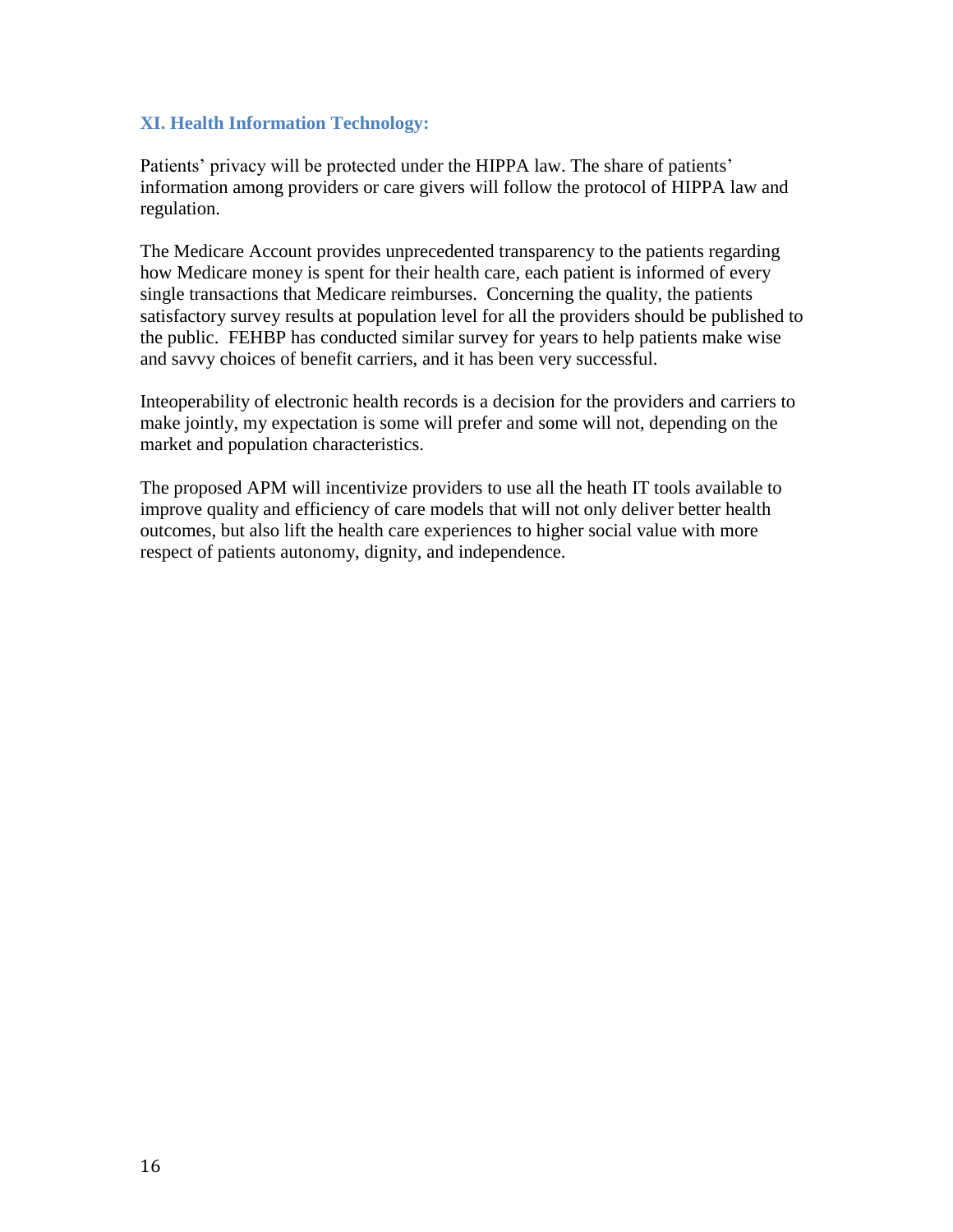### XI. Health Information Technology:

Patients' privacy will be protected under the HIPPA law. The share of patients' information among providers or care givers will follow the protocol of HIPPA law and regulation.

The Medicare Account provides unprecedented transparency to the patients regarding how Medicare money is spent for their health care, each patient is informed of every single transactions that Medicare reimburses. Concerning the quality, the patients satisfactory survey results at population level for all the providers should be published to the public. FEHBP has conducted similar survey for years to help patients make wise and savvy choices of benefit carriers, and it has been very successful.

Inteoperability of electronic health records is a decision for the providers and carriers to make jointly, my expectation is some will prefer and some will not, depending on the market and population characteristics.

The proposed APM will incentivize providers to use all the heath IT tools available to improve quality and efficiency of care models that will not only deliver better health outcomes, but also lift the health care experiences to higher social value with more respect of patients autonomy, dignity, and independence.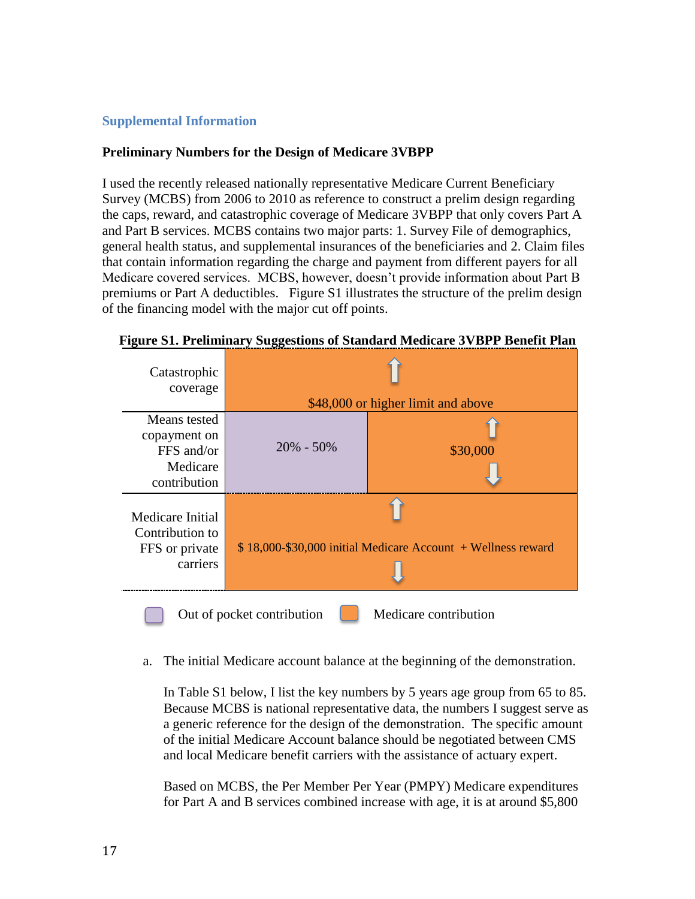## Supplemental Information

### Preliminary Numbers for the Design of Medicare 3VBPP

I used the recently released nationally representative Medicare Current Beneficiary Survey (MCBS) from 2006 to 2010 as reference to construct a prelim design regarding the caps, reward, and catastrophic coverage of Medicare 3VBPP that only covers Part A and Part B services. MCBS contains two major parts: 1. Survey File of demographics, general health status, and supplemental insurances of the beneficiaries and 2. Claim files that contain information regarding the charge and payment from different payers for all Medicare covered services. MCBS, however, doesn't provide information about Part B premiums or Part A deductibles. Figure S1 illustrates the structure of the prelim design of the financing model with the major cut off points.

**Figure S1. Preliminary Suggestions of Standard Medicare 3VBPP Benefit Plan**

| | | |
|---|---|---|
| Catastrophic coverage | $48,000 or higher limit and above | |
| Means tested copayment on FFS and/or Medicare contribution | 20% - 50% | $30,000 |
| Medicare Initial Contribution to FFS or private carriers | $ 18,000-$30,000 initial Medicare Account + Wellness reward | |

Out of pocket contribution (20% - 50%); Medicare contribution (all other cells)

a. The initial Medicare account balance at the beginning of the demonstration.

   In Table S1 below, I list the key numbers by 5 years age group from 65 to 85. Because MCBS is national representative data, the numbers I suggest serve as a generic reference for the design of the demonstration. The specific amount of the initial Medicare Account balance should be negotiated between CMS and local Medicare benefit carriers with the assistance of actuary expert.

   Based on MCBS, the Per Member Per Year (PMPY) Medicare expenditures for Part A and B services combined increase with age, it is at around $5,800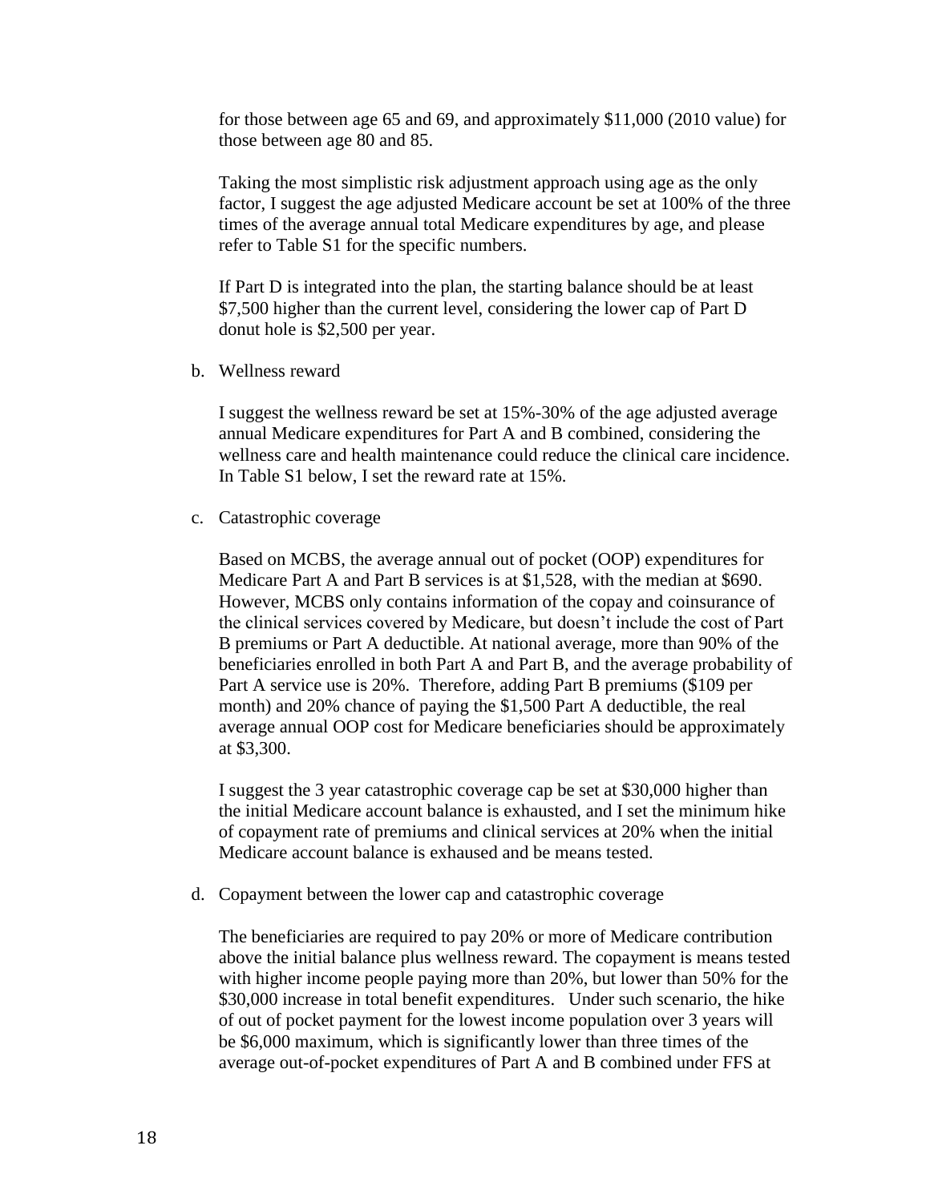for those between age 65 and 69, and approximately $11,000 (2010 value) for those between age 80 and 85.

Taking the most simplistic risk adjustment approach using age as the only factor, I suggest the age adjusted Medicare account be set at 100% of the three times of the average annual total Medicare expenditures by age, and please refer to Table S1 for the specific numbers.

If Part D is integrated into the plan, the starting balance should be at least $7,500 higher than the current level, considering the lower cap of Part D donut hole is $2,500 per year.

b. Wellness reward

I suggest the wellness reward be set at 15%-30% of the age adjusted average annual Medicare expenditures for Part A and B combined, considering the wellness care and health maintenance could reduce the clinical care incidence. In Table S1 below, I set the reward rate at 15%.

c. Catastrophic coverage

Based on MCBS, the average annual out of pocket (OOP) expenditures for Medicare Part A and Part B services is at $1,528, with the median at $690. However, MCBS only contains information of the copay and coinsurance of the clinical services covered by Medicare, but doesn't include the cost of Part B premiums or Part A deductible. At national average, more than 90% of the beneficiaries enrolled in both Part A and Part B, and the average probability of Part A service use is 20%. Therefore, adding Part B premiums ($109 per month) and 20% chance of paying the $1,500 Part A deductible, the real average annual OOP cost for Medicare beneficiaries should be approximately at $3,300.

I suggest the 3 year catastrophic coverage cap be set at $30,000 higher than the initial Medicare account balance is exhausted, and I set the minimum hike of copayment rate of premiums and clinical services at 20% when the initial Medicare account balance is exhaused and be means tested.

d. Copayment between the lower cap and catastrophic coverage

The beneficiaries are required to pay 20% or more of Medicare contribution above the initial balance plus wellness reward. The copayment is means tested with higher income people paying more than 20%, but lower than 50% for the $30,000 increase in total benefit expenditures. Under such scenario, the hike of out of pocket payment for the lowest income population over 3 years will be $6,000 maximum, which is significantly lower than three times of the average out-of-pocket expenditures of Part A and B combined under FFS at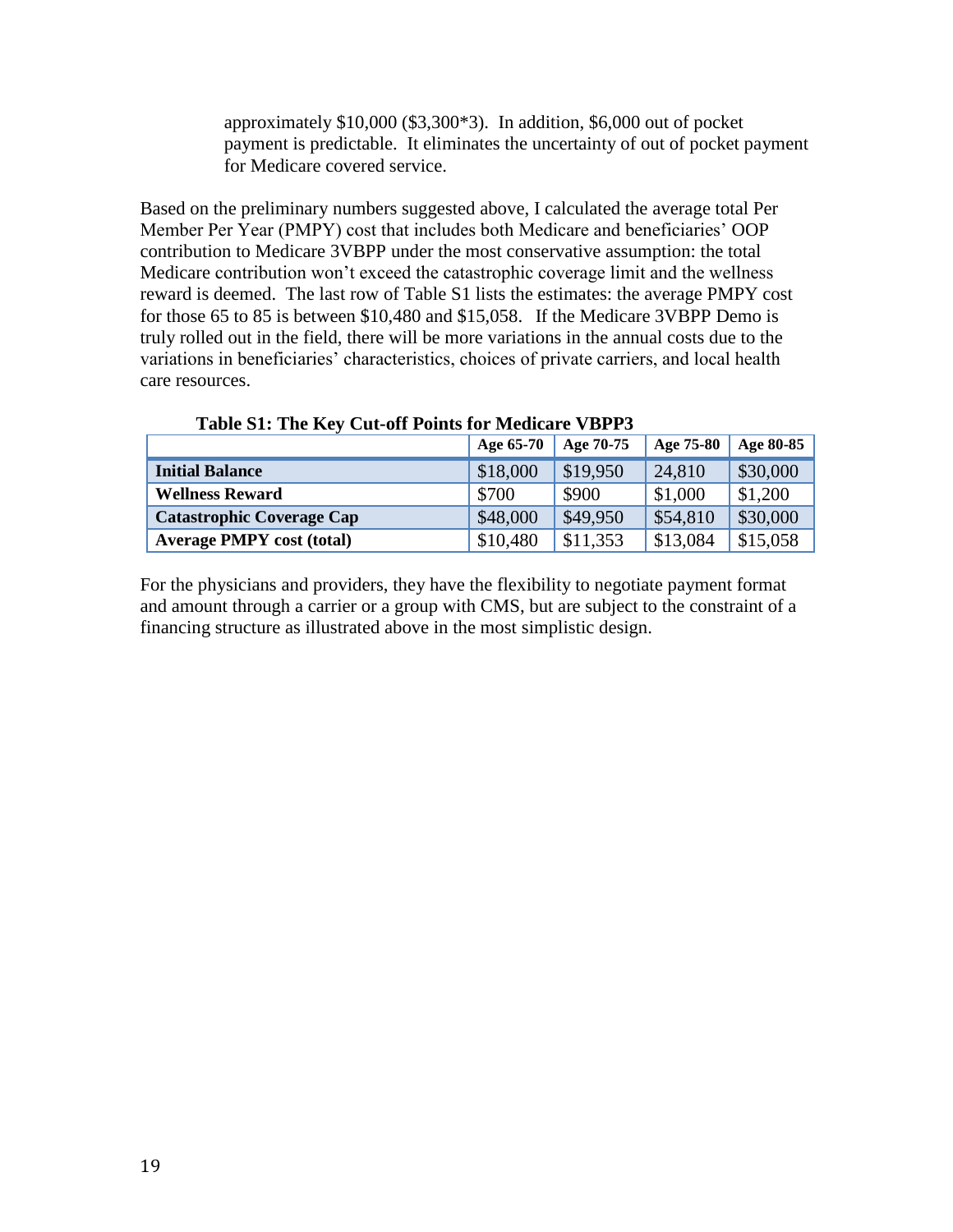approximately $10,000 ($3,300*3). In addition, $6,000 out of pocket payment is predictable. It eliminates the uncertainty of out of pocket payment for Medicare covered service.

Based on the preliminary numbers suggested above, I calculated the average total Per Member Per Year (PMPY) cost that includes both Medicare and beneficiaries' OOP contribution to Medicare 3VBPP under the most conservative assumption: the total Medicare contribution won't exceed the catastrophic coverage limit and the wellness reward is deemed. The last row of Table S1 lists the estimates: the average PMPY cost for those 65 to 85 is between $10,480 and $15,058. If the Medicare 3VBPP Demo is truly rolled out in the field, there will be more variations in the annual costs due to the variations in beneficiaries' characteristics, choices of private carriers, and local health care resources.

**Table S1: The Key Cut-off Points for Medicare VBPP3**

| | Age 65-70 | Age 70-75 | Age 75-80 | Age 80-85 |
|---|---|---|---|---|
| **Initial Balance** | $18,000 | $19,950 | 24,810 | $30,000 |
| **Wellness Reward** | $700 | $900 | $1,000 | $1,200 |
| **Catastrophic Coverage Cap** | $48,000 | $49,950 | $54,810 | $30,000 |
| **Average PMPY cost (total)** | $10,480 | $11,353 | $13,084 | $15,058 |

For the physicians and providers, they have the flexibility to negotiate payment format and amount through a carrier or a group with CMS, but are subject to the constraint of a financing structure as illustrated above in the most simplistic design.